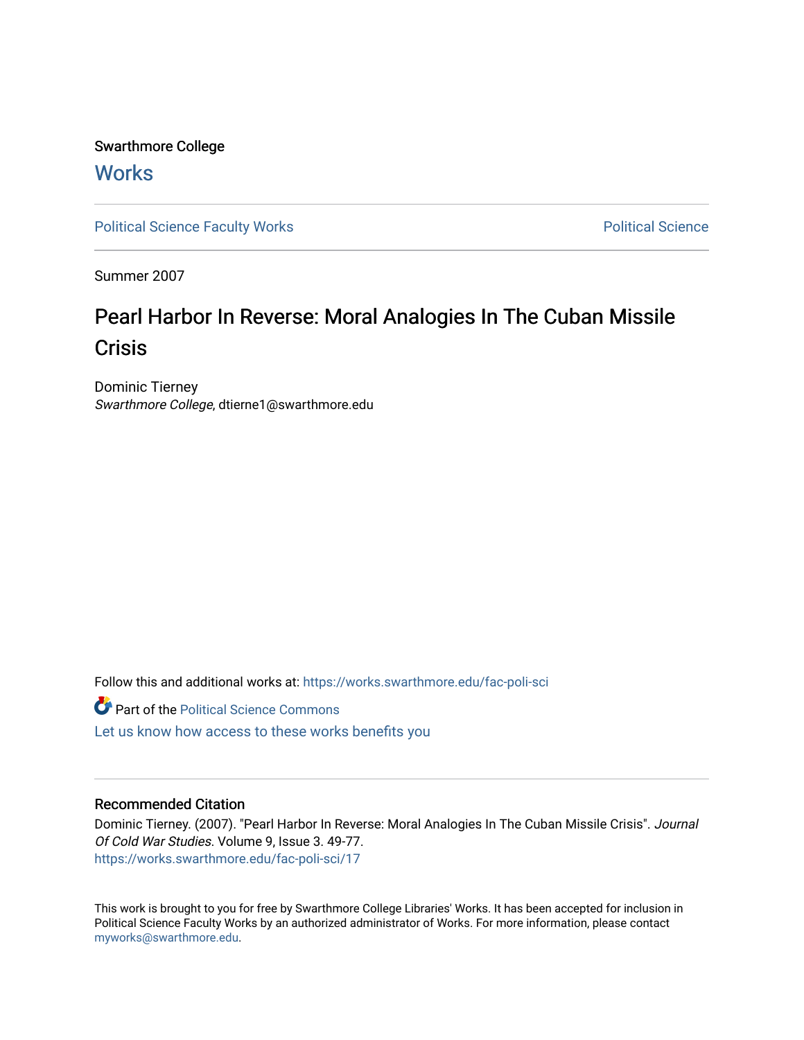Swarthmore College

# Works

Political Science Faculty Works | Political Science

Summer 2007

# Pearl Harbor In Reverse: Moral Analogies In The Cuban Missile Crisis

Dominic Tierney
*Swarthmore College*, dtierne1@swarthmore.edu

Follow this and additional works at: https://works.swarthmore.edu/fac-poli-sci

Part of the Political Science Commons

Let us know how access to these works benefits you

## Recommended Citation

Dominic Tierney. (2007). "Pearl Harbor In Reverse: Moral Analogies In The Cuban Missile Crisis". *Journal Of Cold War Studies*. Volume 9, Issue 3. 49-77.
https://works.swarthmore.edu/fac-poli-sci/17

This work is brought to you for free by Swarthmore College Libraries' Works. It has been accepted for inclusion in Political Science Faculty Works by an authorized administrator of Works. For more information, please contact myworks@swarthmore.edu.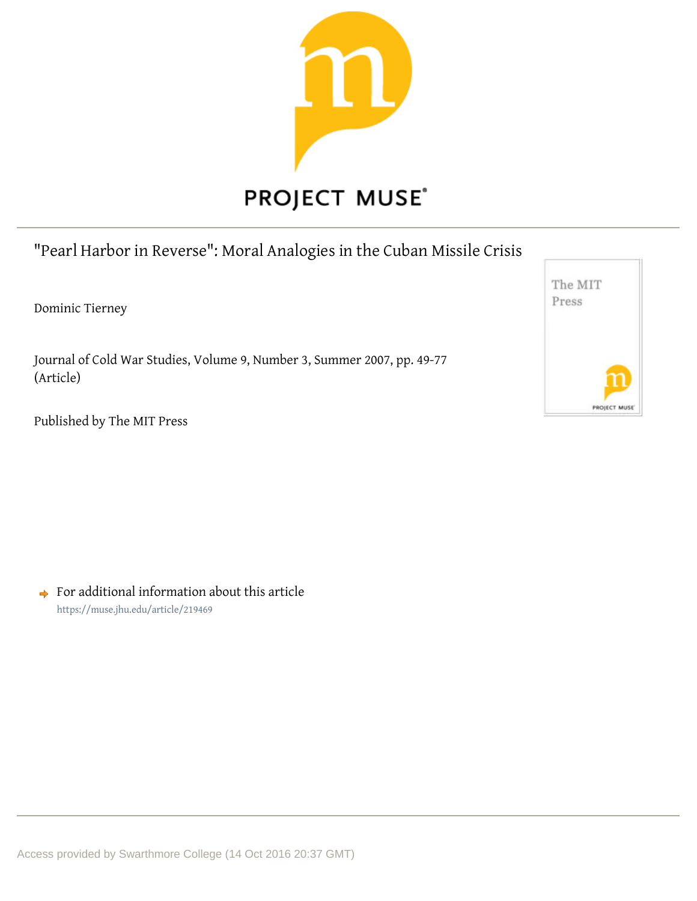"Pearl Harbor in Reverse": Moral Analogies in the Cuban Missile Crisis

Dominic Tierney

Journal of Cold War Studies, Volume 9, Number 3, Summer 2007, pp. 49-77 (Article)

Published by The MIT Press

For additional information about this article

https://muse.jhu.edu/article/219469

Access provided by Swarthmore College (14 Oct 2016 20:37 GMT)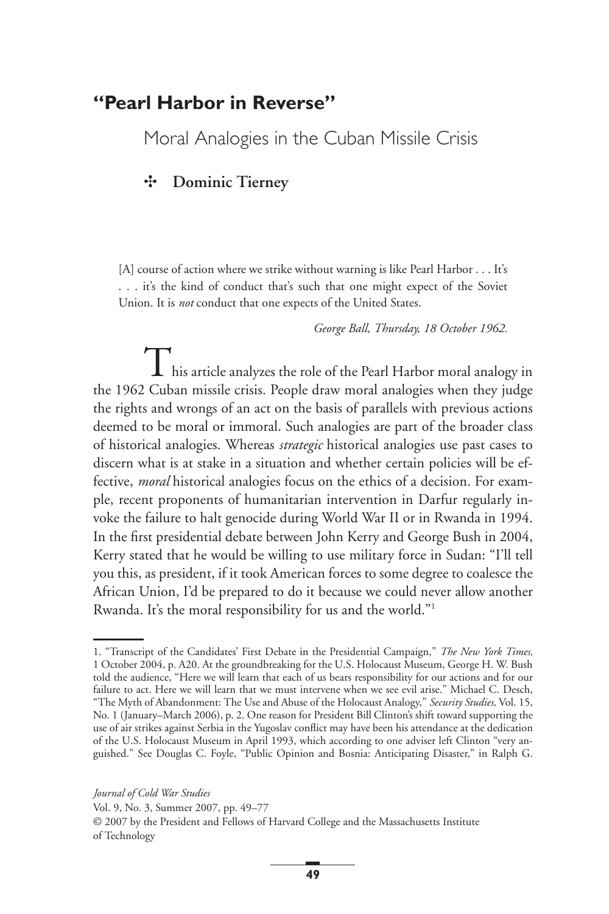# "Pearl Harbor in Reverse"

## Moral Analogies in the Cuban Missile Crisis

**Dominic Tierney**

> [A] course of action where we strike without warning is like Pearl Harbor . . . It's . . . it's the kind of conduct that's such that one might expect of the Soviet Union. It is *not* conduct that one expects of the United States.
>
> *George Ball, Thursday, 18 October 1962.*

This article analyzes the role of the Pearl Harbor moral analogy in the 1962 Cuban missile crisis. People draw moral analogies when they judge the rights and wrongs of an act on the basis of parallels with previous actions deemed to be moral or immoral. Such analogies are part of the broader class of historical analogies. Whereas *strategic* historical analogies use past cases to discern what is at stake in a situation and whether certain policies will be effective, *moral* historical analogies focus on the ethics of a decision. For example, recent proponents of humanitarian intervention in Darfur regularly invoke the failure to halt genocide during World War II or in Rwanda in 1994. In the first presidential debate between John Kerry and George Bush in 2004, Kerry stated that he would be willing to use military force in Sudan: "I'll tell you this, as president, if it took American forces to some degree to coalesce the African Union, I'd be prepared to do it because we could never allow another Rwanda. It's the moral responsibility for us and the world."[1]

1. "Transcript of the Candidates' First Debate in the Presidential Campaign," *The New York Times,* 1 October 2004, p. A20. At the groundbreaking for the U.S. Holocaust Museum, George H. W. Bush told the audience, "Here we will learn that each of us bears responsibility for our actions and for our failure to act. Here we will learn that we must intervene when we see evil arise." Michael C. Desch, "The Myth of Abandonment: The Use and Abuse of the Holocaust Analogy," *Security Studies,* Vol. 15, No. 1 (January–March 2006), p. 2. One reason for President Bill Clinton's shift toward supporting the use of air strikes against Serbia in the Yugoslav conflict may have been his attendance at the dedication of the U.S. Holocaust Museum in April 1993, which according to one adviser left Clinton "very anguished." See Douglas C. Foyle, "Public Opinion and Bosnia: Anticipating Disaster," in Ralph G.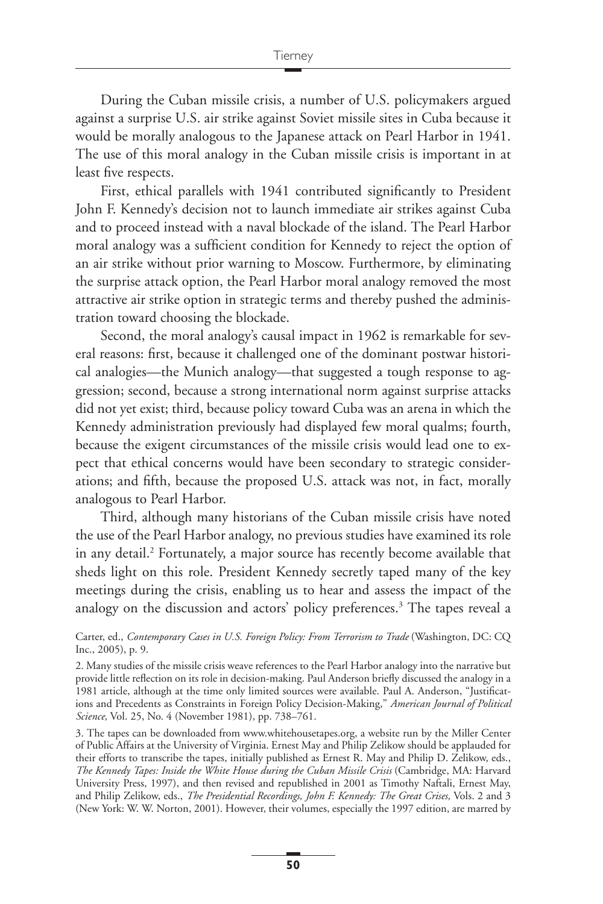During the Cuban missile crisis, a number of U.S. policymakers argued against a surprise U.S. air strike against Soviet missile sites in Cuba because it would be morally analogous to the Japanese attack on Pearl Harbor in 1941. The use of this moral analogy in the Cuban missile crisis is important in at least five respects.

First, ethical parallels with 1941 contributed significantly to President John F. Kennedy's decision not to launch immediate air strikes against Cuba and to proceed instead with a naval blockade of the island. The Pearl Harbor moral analogy was a sufficient condition for Kennedy to reject the option of an air strike without prior warning to Moscow. Furthermore, by eliminating the surprise attack option, the Pearl Harbor moral analogy removed the most attractive air strike option in strategic terms and thereby pushed the administration toward choosing the blockade.

Second, the moral analogy's causal impact in 1962 is remarkable for several reasons: first, because it challenged one of the dominant postwar historical analogies—the Munich analogy—that suggested a tough response to aggression; second, because a strong international norm against surprise attacks did not yet exist; third, because policy toward Cuba was an arena in which the Kennedy administration previously had displayed few moral qualms; fourth, because the exigent circumstances of the missile crisis would lead one to expect that ethical concerns would have been secondary to strategic considerations; and fifth, because the proposed U.S. attack was not, in fact, morally analogous to Pearl Harbor.

Third, although many historians of the Cuban missile crisis have noted the use of the Pearl Harbor analogy, no previous studies have examined its role in any detail.[2] Fortunately, a major source has recently become available that sheds light on this role. President Kennedy secretly taped many of the key meetings during the crisis, enabling us to hear and assess the impact of the analogy on the discussion and actors' policy preferences.[3] The tapes reveal a

Carter, ed., *Contemporary Cases in U.S. Foreign Policy: From Terrorism to Trade* (Washington, DC: CQ Inc., 2005), p. 9.

2. Many studies of the missile crisis weave references to the Pearl Harbor analogy into the narrative but provide little reflection on its role in decision-making. Paul Anderson briefly discussed the analogy in a 1981 article, although at the time only limited sources were available. Paul A. Anderson, "Justifications and Precedents as Constraints in Foreign Policy Decision-Making," *American Journal of Political Science,* Vol. 25, No. 4 (November 1981), pp. 738–761.

3. The tapes can be downloaded from www.whitehousetapes.org, a website run by the Miller Center of Public Affairs at the University of Virginia. Ernest May and Philip Zelikow should be applauded for their efforts to transcribe the tapes, initially published as Ernest R. May and Philip D. Zelikow, eds., *The Kennedy Tapes: Inside the White House during the Cuban Missile Crisis* (Cambridge, MA: Harvard University Press, 1997), and then revised and republished in 2001 as Timothy Naftali, Ernest May, and Philip Zelikow, eds., *The Presidential Recordings, John F. Kennedy: The Great Crises,* Vols. 2 and 3 (New York: W. W. Norton, 2001). However, their volumes, especially the 1997 edition, are marred by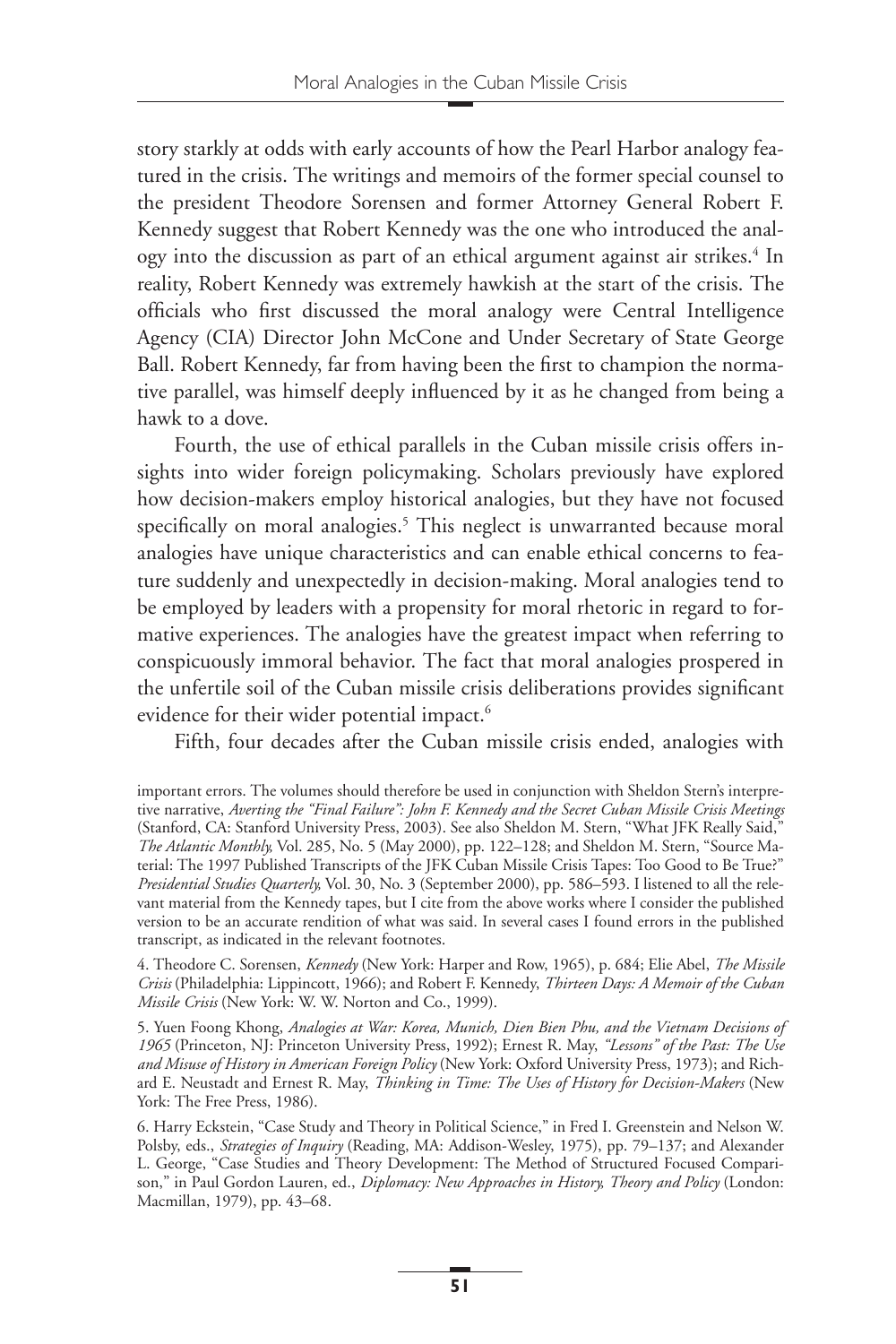story starkly at odds with early accounts of how the Pearl Harbor analogy featured in the crisis. The writings and memoirs of the former special counsel to the president Theodore Sorensen and former Attorney General Robert F. Kennedy suggest that Robert Kennedy was the one who introduced the analogy into the discussion as part of an ethical argument against air strikes.[4] In reality, Robert Kennedy was extremely hawkish at the start of the crisis. The officials who first discussed the moral analogy were Central Intelligence Agency (CIA) Director John McCone and Under Secretary of State George Ball. Robert Kennedy, far from having been the first to champion the normative parallel, was himself deeply influenced by it as he changed from being a hawk to a dove.

Fourth, the use of ethical parallels in the Cuban missile crisis offers insights into wider foreign policymaking. Scholars previously have explored how decision-makers employ historical analogies, but they have not focused specifically on moral analogies.[5] This neglect is unwarranted because moral analogies have unique characteristics and can enable ethical concerns to feature suddenly and unexpectedly in decision-making. Moral analogies tend to be employed by leaders with a propensity for moral rhetoric in regard to formative experiences. The analogies have the greatest impact when referring to conspicuously immoral behavior. The fact that moral analogies prospered in the unfertile soil of the Cuban missile crisis deliberations provides significant evidence for their wider potential impact.[6]

Fifth, four decades after the Cuban missile crisis ended, analogies with

important errors. The volumes should therefore be used in conjunction with Sheldon Stern's interpretive narrative, *Averting the "Final Failure": John F. Kennedy and the Secret Cuban Missile Crisis Meetings* (Stanford, CA: Stanford University Press, 2003). See also Sheldon M. Stern, "What JFK Really Said," *The Atlantic Monthly,* Vol. 285, No. 5 (May 2000), pp. 122–128; and Sheldon M. Stern, "Source Material: The 1997 Published Transcripts of the JFK Cuban Missile Crisis Tapes: Too Good to Be True?" *Presidential Studies Quarterly,* Vol. 30, No. 3 (September 2000), pp. 586–593. I listened to all the relevant material from the Kennedy tapes, but I cite from the above works where I consider the published version to be an accurate rendition of what was said. In several cases I found errors in the published transcript, as indicated in the relevant footnotes.

4. Theodore C. Sorensen, *Kennedy* (New York: Harper and Row, 1965), p. 684; Elie Abel, *The Missile Crisis* (Philadelphia: Lippincott, 1966); and Robert F. Kennedy, *Thirteen Days: A Memoir of the Cuban Missile Crisis* (New York: W. W. Norton and Co., 1999).

5. Yuen Foong Khong, *Analogies at War: Korea, Munich, Dien Bien Phu, and the Vietnam Decisions of 1965* (Princeton, NJ: Princeton University Press, 1992); Ernest R. May, *"Lessons" of the Past: The Use and Misuse of History in American Foreign Policy* (New York: Oxford University Press, 1973); and Richard E. Neustadt and Ernest R. May, *Thinking in Time: The Uses of History for Decision-Makers* (New York: The Free Press, 1986).

6. Harry Eckstein, "Case Study and Theory in Political Science," in Fred I. Greenstein and Nelson W. Polsby, eds., *Strategies of Inquiry* (Reading, MA: Addison-Wesley, 1975), pp. 79–137; and Alexander L. George, "Case Studies and Theory Development: The Method of Structured Focused Comparison," in Paul Gordon Lauren, ed., *Diplomacy: New Approaches in History, Theory and Policy* (London: Macmillan, 1979), pp. 43–68.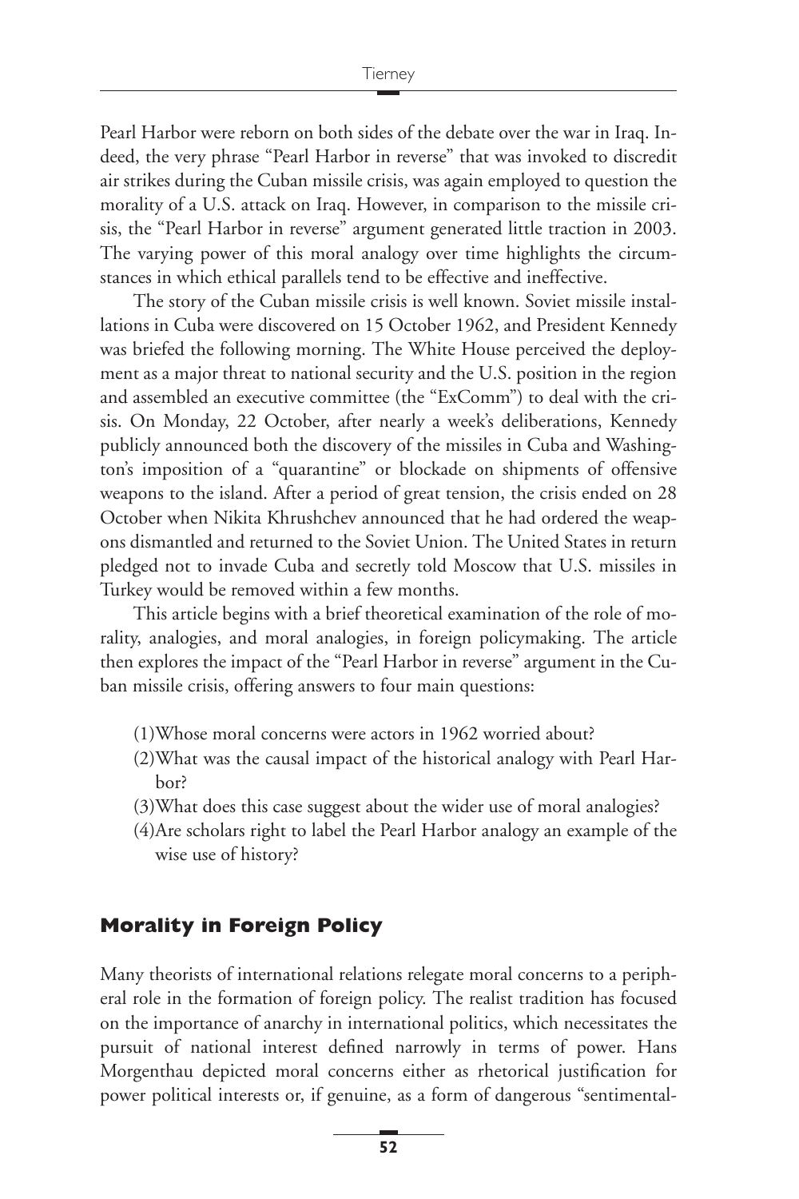Pearl Harbor were reborn on both sides of the debate over the war in Iraq. Indeed, the very phrase "Pearl Harbor in reverse" that was invoked to discredit air strikes during the Cuban missile crisis, was again employed to question the morality of a U.S. attack on Iraq. However, in comparison to the missile crisis, the "Pearl Harbor in reverse" argument generated little traction in 2003. The varying power of this moral analogy over time highlights the circumstances in which ethical parallels tend to be effective and ineffective.

The story of the Cuban missile crisis is well known. Soviet missile installations in Cuba were discovered on 15 October 1962, and President Kennedy was briefed the following morning. The White House perceived the deployment as a major threat to national security and the U.S. position in the region and assembled an executive committee (the "ExComm") to deal with the crisis. On Monday, 22 October, after nearly a week's deliberations, Kennedy publicly announced both the discovery of the missiles in Cuba and Washington's imposition of a "quarantine" or blockade on shipments of offensive weapons to the island. After a period of great tension, the crisis ended on 28 October when Nikita Khrushchev announced that he had ordered the weapons dismantled and returned to the Soviet Union. The United States in return pledged not to invade Cuba and secretly told Moscow that U.S. missiles in Turkey would be removed within a few months.

This article begins with a brief theoretical examination of the role of morality, analogies, and moral analogies, in foreign policymaking. The article then explores the impact of the "Pearl Harbor in reverse" argument in the Cuban missile crisis, offering answers to four main questions:

(1) Whose moral concerns were actors in 1962 worried about?
(2) What was the causal impact of the historical analogy with Pearl Harbor?
(3) What does this case suggest about the wider use of moral analogies?
(4) Are scholars right to label the Pearl Harbor analogy an example of the wise use of history?

## Morality in Foreign Policy

Many theorists of international relations relegate moral concerns to a peripheral role in the formation of foreign policy. The realist tradition has focused on the importance of anarchy in international politics, which necessitates the pursuit of national interest defined narrowly in terms of power. Hans Morgenthau depicted moral concerns either as rhetorical justification for power political interests or, if genuine, as a form of dangerous "sentimental-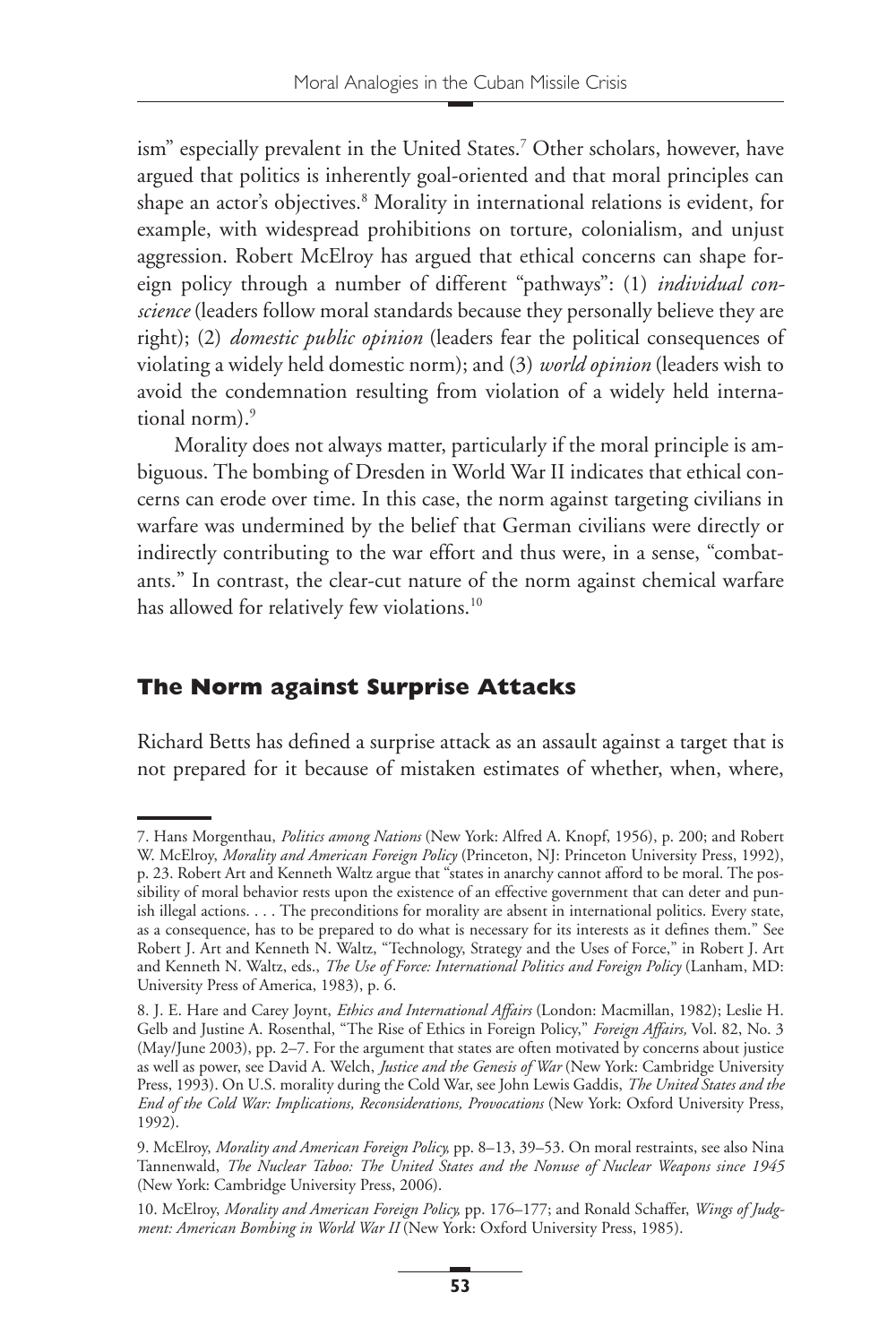ism" especially prevalent in the United States.[7] Other scholars, however, have argued that politics is inherently goal-oriented and that moral principles can shape an actor's objectives.[8] Morality in international relations is evident, for example, with widespread prohibitions on torture, colonialism, and unjust aggression. Robert McElroy has argued that ethical concerns can shape foreign policy through a number of different "pathways": (1) *individual conscience* (leaders follow moral standards because they personally believe they are right); (2) *domestic public opinion* (leaders fear the political consequences of violating a widely held domestic norm); and (3) *world opinion* (leaders wish to avoid the condemnation resulting from violation of a widely held international norm).[9]

Morality does not always matter, particularly if the moral principle is ambiguous. The bombing of Dresden in World War II indicates that ethical concerns can erode over time. In this case, the norm against targeting civilians in warfare was undermined by the belief that German civilians were directly or indirectly contributing to the war effort and thus were, in a sense, "combatants." In contrast, the clear-cut nature of the norm against chemical warfare has allowed for relatively few violations.[10]

## The Norm against Surprise Attacks

Richard Betts has defined a surprise attack as an assault against a target that is not prepared for it because of mistaken estimates of whether, when, where,

---

7. Hans Morgenthau, *Politics among Nations* (New York: Alfred A. Knopf, 1956), p. 200; and Robert W. McElroy, *Morality and American Foreign Policy* (Princeton, NJ: Princeton University Press, 1992), p. 23. Robert Art and Kenneth Waltz argue that "states in anarchy cannot afford to be moral. The possibility of moral behavior rests upon the existence of an effective government that can deter and punish illegal actions. . . . The preconditions for morality are absent in international politics. Every state, as a consequence, has to be prepared to do what is necessary for its interests as it defines them." See Robert J. Art and Kenneth N. Waltz, "Technology, Strategy and the Uses of Force," in Robert J. Art and Kenneth N. Waltz, eds., *The Use of Force: International Politics and Foreign Policy* (Lanham, MD: University Press of America, 1983), p. 6.

8. J. E. Hare and Carey Joynt, *Ethics and International Affairs* (London: Macmillan, 1982); Leslie H. Gelb and Justine A. Rosenthal, "The Rise of Ethics in Foreign Policy," *Foreign Affairs,* Vol. 82, No. 3 (May/June 2003), pp. 2–7. For the argument that states are often motivated by concerns about justice as well as power, see David A. Welch, *Justice and the Genesis of War* (New York: Cambridge University Press, 1993). On U.S. morality during the Cold War, see John Lewis Gaddis, *The United States and the End of the Cold War: Implications, Reconsiderations, Provocations* (New York: Oxford University Press, 1992).

9. McElroy, *Morality and American Foreign Policy,* pp. 8–13, 39–53. On moral restraints, see also Nina Tannenwald, *The Nuclear Taboo: The United States and the Nonuse of Nuclear Weapons since 1945* (New York: Cambridge University Press, 2006).

10. McElroy, *Morality and American Foreign Policy,* pp. 176–177; and Ronald Schaffer, *Wings of Judgment: American Bombing in World War II* (New York: Oxford University Press, 1985).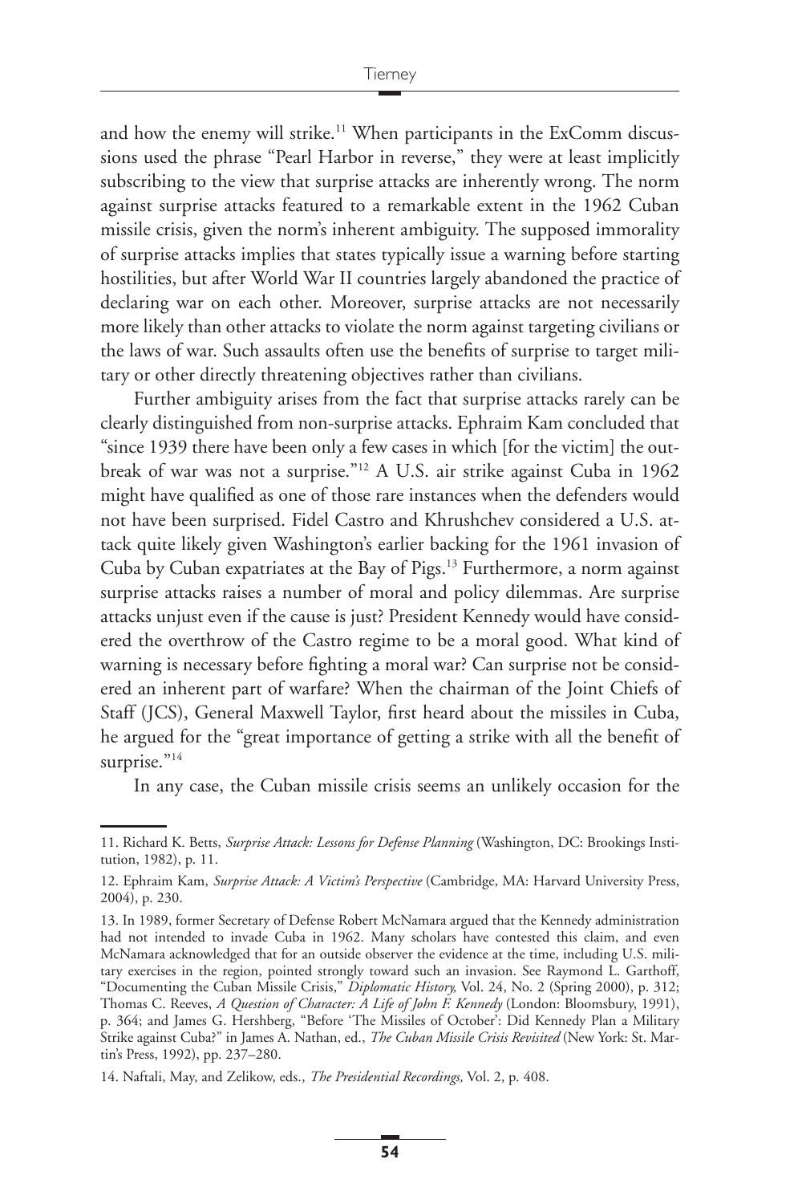and how the enemy will strike.[11] When participants in the ExComm discussions used the phrase "Pearl Harbor in reverse," they were at least implicitly subscribing to the view that surprise attacks are inherently wrong. The norm against surprise attacks featured to a remarkable extent in the 1962 Cuban missile crisis, given the norm's inherent ambiguity. The supposed immorality of surprise attacks implies that states typically issue a warning before starting hostilities, but after World War II countries largely abandoned the practice of declaring war on each other. Moreover, surprise attacks are not necessarily more likely than other attacks to violate the norm against targeting civilians or the laws of war. Such assaults often use the benefits of surprise to target military or other directly threatening objectives rather than civilians.

Further ambiguity arises from the fact that surprise attacks rarely can be clearly distinguished from non-surprise attacks. Ephraim Kam concluded that "since 1939 there have been only a few cases in which [for the victim] the outbreak of war was not a surprise."[12] A U.S. air strike against Cuba in 1962 might have qualified as one of those rare instances when the defenders would not have been surprised. Fidel Castro and Khrushchev considered a U.S. attack quite likely given Washington's earlier backing for the 1961 invasion of Cuba by Cuban expatriates at the Bay of Pigs.[13] Furthermore, a norm against surprise attacks raises a number of moral and policy dilemmas. Are surprise attacks unjust even if the cause is just? President Kennedy would have considered the overthrow of the Castro regime to be a moral good. What kind of warning is necessary before fighting a moral war? Can surprise not be considered an inherent part of warfare? When the chairman of the Joint Chiefs of Staff (JCS), General Maxwell Taylor, first heard about the missiles in Cuba, he argued for the "great importance of getting a strike with all the benefit of surprise."[14]

In any case, the Cuban missile crisis seems an unlikely occasion for the

11. Richard K. Betts, *Surprise Attack: Lessons for Defense Planning* (Washington, DC: Brookings Institution, 1982), p. 11.

12. Ephraim Kam, *Surprise Attack: A Victim's Perspective* (Cambridge, MA: Harvard University Press, 2004), p. 230.

13. In 1989, former Secretary of Defense Robert McNamara argued that the Kennedy administration had not intended to invade Cuba in 1962. Many scholars have contested this claim, and even McNamara acknowledged that for an outside observer the evidence at the time, including U.S. military exercises in the region, pointed strongly toward such an invasion. See Raymond L. Garthoff, "Documenting the Cuban Missile Crisis," *Diplomatic History,* Vol. 24, No. 2 (Spring 2000), p. 312; Thomas C. Reeves, *A Question of Character: A Life of John F. Kennedy* (London: Bloomsbury, 1991), p. 364; and James G. Hershberg, "Before 'The Missiles of October': Did Kennedy Plan a Military Strike against Cuba?" in James A. Nathan, ed., *The Cuban Missile Crisis Revisited* (New York: St. Martin's Press, 1992), pp. 237–280.

14. Naftali, May, and Zelikow, eds., *The Presidential Recordings,* Vol. 2, p. 408.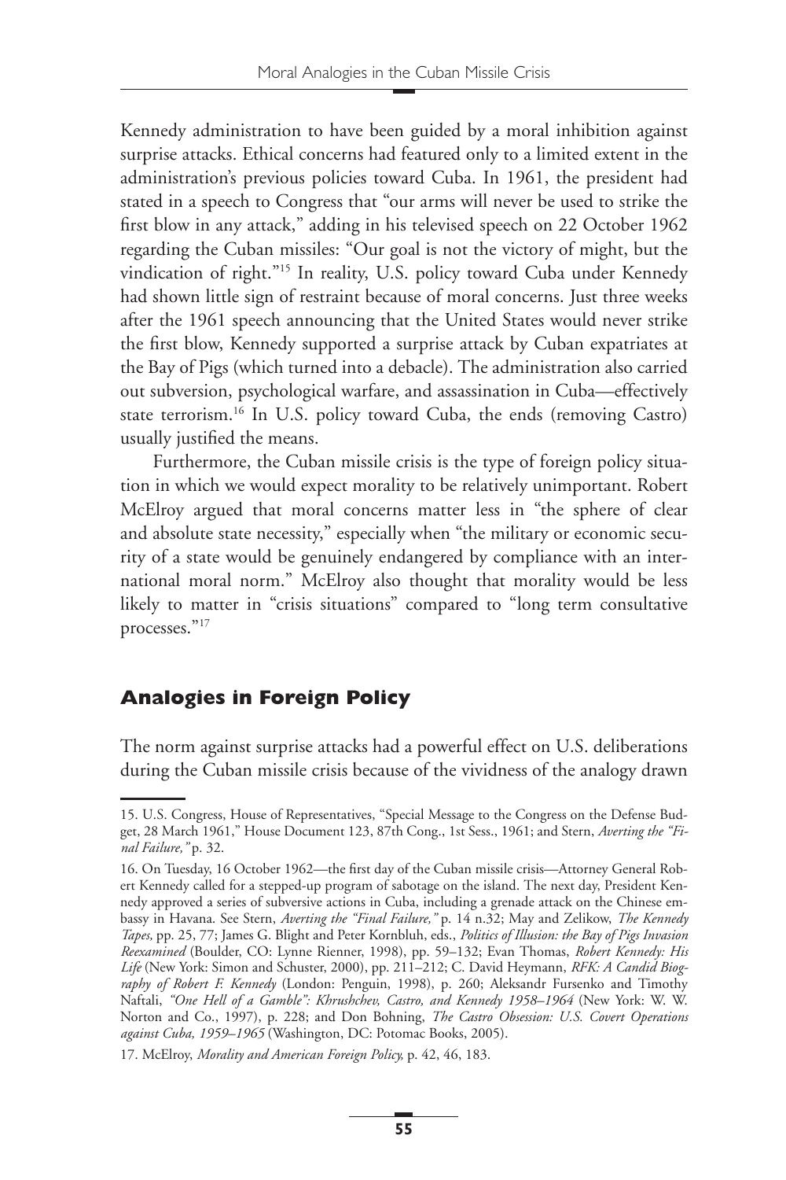Kennedy administration to have been guided by a moral inhibition against surprise attacks. Ethical concerns had featured only to a limited extent in the administration's previous policies toward Cuba. In 1961, the president had stated in a speech to Congress that "our arms will never be used to strike the first blow in any attack," adding in his televised speech on 22 October 1962 regarding the Cuban missiles: "Our goal is not the victory of might, but the vindication of right."[15] In reality, U.S. policy toward Cuba under Kennedy had shown little sign of restraint because of moral concerns. Just three weeks after the 1961 speech announcing that the United States would never strike the first blow, Kennedy supported a surprise attack by Cuban expatriates at the Bay of Pigs (which turned into a debacle). The administration also carried out subversion, psychological warfare, and assassination in Cuba—effectively state terrorism.[16] In U.S. policy toward Cuba, the ends (removing Castro) usually justified the means.

Furthermore, the Cuban missile crisis is the type of foreign policy situation in which we would expect morality to be relatively unimportant. Robert McElroy argued that moral concerns matter less in "the sphere of clear and absolute state necessity," especially when "the military or economic security of a state would be genuinely endangered by compliance with an international moral norm." McElroy also thought that morality would be less likely to matter in "crisis situations" compared to "long term consultative processes."[17]

## Analogies in Foreign Policy

The norm against surprise attacks had a powerful effect on U.S. deliberations during the Cuban missile crisis because of the vividness of the analogy drawn

15. U.S. Congress, House of Representatives, "Special Message to the Congress on the Defense Budget, 28 March 1961," House Document 123, 87th Cong., 1st Sess., 1961; and Stern, *Averting the "Final Failure,"* p. 32.

16. On Tuesday, 16 October 1962—the first day of the Cuban missile crisis—Attorney General Robert Kennedy called for a stepped-up program of sabotage on the island. The next day, President Kennedy approved a series of subversive actions in Cuba, including a grenade attack on the Chinese embassy in Havana. See Stern, *Averting the "Final Failure,"* p. 14 n.32; May and Zelikow, *The Kennedy Tapes,* pp. 25, 77; James G. Blight and Peter Kornbluh, eds., *Politics of Illusion: the Bay of Pigs Invasion Reexamined* (Boulder, CO: Lynne Rienner, 1998), pp. 59–132; Evan Thomas, *Robert Kennedy: His Life* (New York: Simon and Schuster, 2000), pp. 211–212; C. David Heymann, *RFK: A Candid Biography of Robert F. Kennedy* (London: Penguin, 1998), p. 260; Aleksandr Fursenko and Timothy Naftali, *"One Hell of a Gamble": Khrushchev, Castro, and Kennedy 1958–1964* (New York: W. W. Norton and Co., 1997), p. 228; and Don Bohning, *The Castro Obsession: U.S. Covert Operations against Cuba, 1959–1965* (Washington, DC: Potomac Books, 2005).

17. McElroy, *Morality and American Foreign Policy,* p. 42, 46, 183.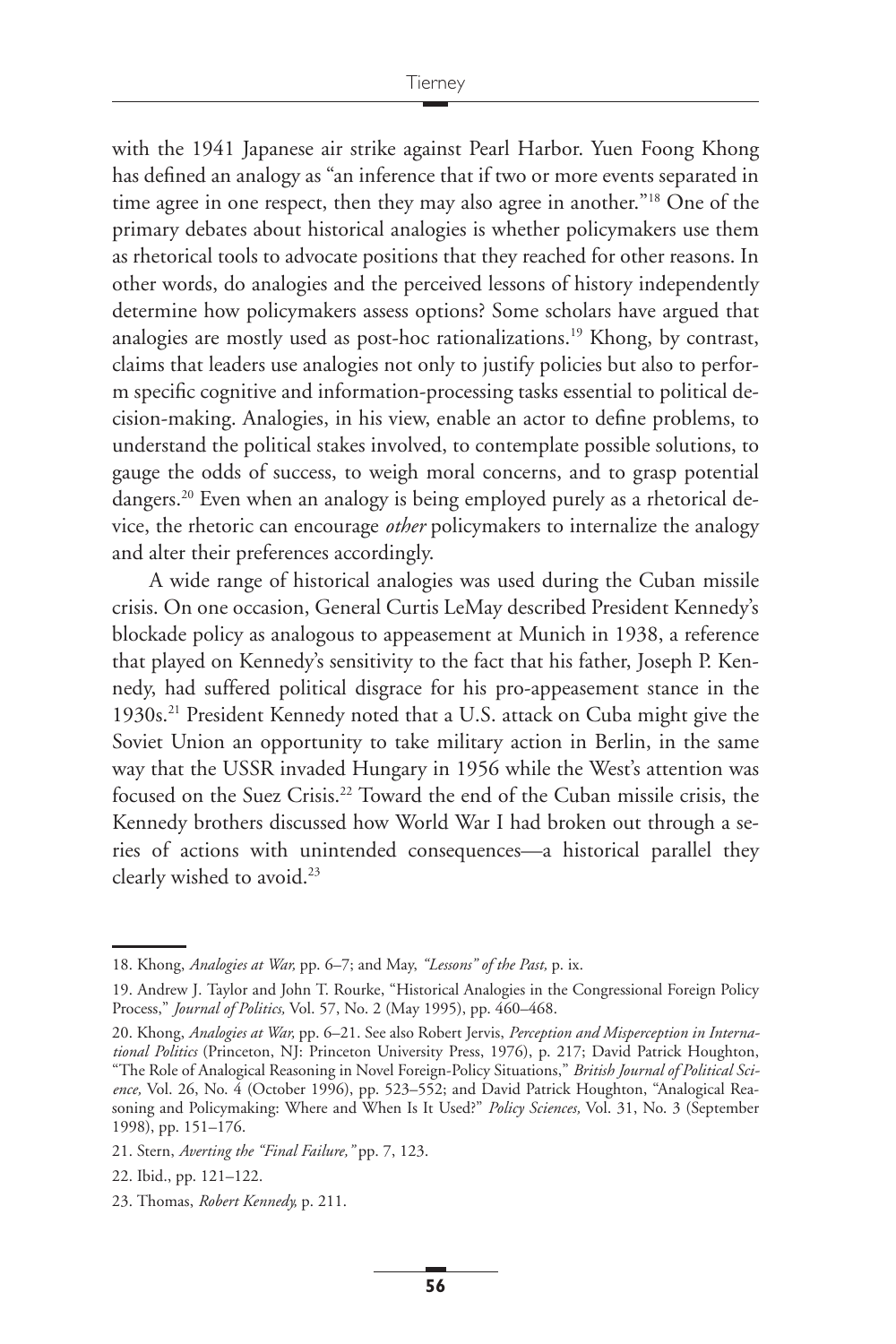with the 1941 Japanese air strike against Pearl Harbor. Yuen Foong Khong has defined an analogy as "an inference that if two or more events separated in time agree in one respect, then they may also agree in another."[18] One of the primary debates about historical analogies is whether policymakers use them as rhetorical tools to advocate positions that they reached for other reasons. In other words, do analogies and the perceived lessons of history independently determine how policymakers assess options? Some scholars have argued that analogies are mostly used as post-hoc rationalizations.[19] Khong, by contrast, claims that leaders use analogies not only to justify policies but also to perform specific cognitive and information-processing tasks essential to political decision-making. Analogies, in his view, enable an actor to define problems, to understand the political stakes involved, to contemplate possible solutions, to gauge the odds of success, to weigh moral concerns, and to grasp potential dangers.[20] Even when an analogy is being employed purely as a rhetorical device, the rhetoric can encourage *other* policymakers to internalize the analogy and alter their preferences accordingly.

A wide range of historical analogies was used during the Cuban missile crisis. On one occasion, General Curtis LeMay described President Kennedy's blockade policy as analogous to appeasement at Munich in 1938, a reference that played on Kennedy's sensitivity to the fact that his father, Joseph P. Kennedy, had suffered political disgrace for his pro-appeasement stance in the 1930s.[21] President Kennedy noted that a U.S. attack on Cuba might give the Soviet Union an opportunity to take military action in Berlin, in the same way that the USSR invaded Hungary in 1956 while the West's attention was focused on the Suez Crisis.[22] Toward the end of the Cuban missile crisis, the Kennedy brothers discussed how World War I had broken out through a series of actions with unintended consequences—a historical parallel they clearly wished to avoid.[23]

---

18. Khong, *Analogies at War,* pp. 6–7; and May, *"Lessons" of the Past,* p. ix.

19. Andrew J. Taylor and John T. Rourke, "Historical Analogies in the Congressional Foreign Policy Process," *Journal of Politics,* Vol. 57, No. 2 (May 1995), pp. 460–468.

20. Khong, *Analogies at War,* pp. 6–21. See also Robert Jervis, *Perception and Misperception in International Politics* (Princeton, NJ: Princeton University Press, 1976), p. 217; David Patrick Houghton, "The Role of Analogical Reasoning in Novel Foreign-Policy Situations," *British Journal of Political Science,* Vol. 26, No. 4 (October 1996), pp. 523–552; and David Patrick Houghton, "Analogical Reasoning and Policymaking: Where and When Is It Used?" *Policy Sciences,* Vol. 31, No. 3 (September 1998), pp. 151–176.

21. Stern, *Averting the "Final Failure,"* pp. 7, 123.

22. Ibid., pp. 121–122.

23. Thomas, *Robert Kennedy,* p. 211.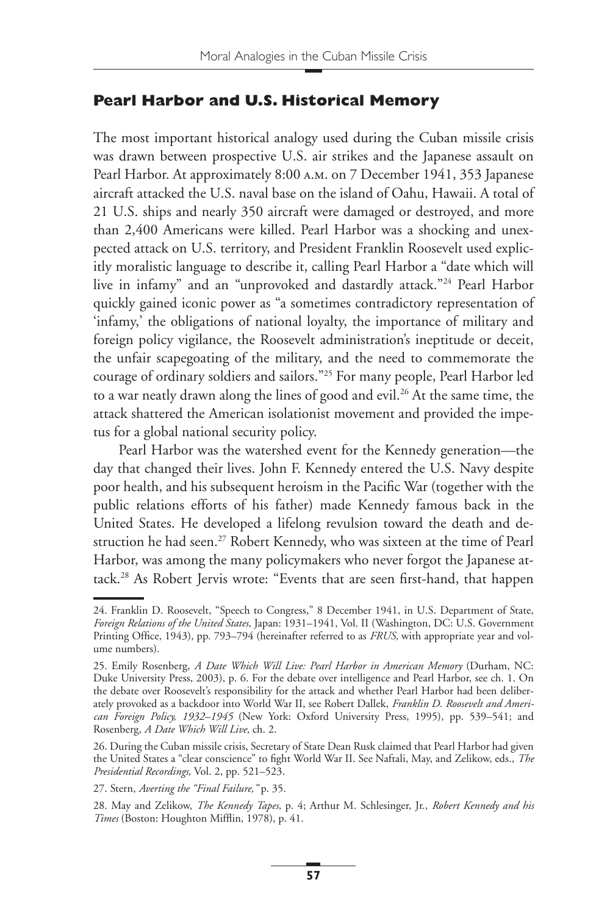## Pearl Harbor and U.S. Historical Memory

The most important historical analogy used during the Cuban missile crisis was drawn between prospective U.S. air strikes and the Japanese assault on Pearl Harbor. At approximately 8:00 A.M. on 7 December 1941, 353 Japanese aircraft attacked the U.S. naval base on the island of Oahu, Hawaii. A total of 21 U.S. ships and nearly 350 aircraft were damaged or destroyed, and more than 2,400 Americans were killed. Pearl Harbor was a shocking and unexpected attack on U.S. territory, and President Franklin Roosevelt used explicitly moralistic language to describe it, calling Pearl Harbor a "date which will live in infamy" and an "unprovoked and dastardly attack."[24] Pearl Harbor quickly gained iconic power as "a sometimes contradictory representation of 'infamy,' the obligations of national loyalty, the importance of military and foreign policy vigilance, the Roosevelt administration's ineptitude or deceit, the unfair scapegoating of the military, and the need to commemorate the courage of ordinary soldiers and sailors."[25] For many people, Pearl Harbor led to a war neatly drawn along the lines of good and evil.[26] At the same time, the attack shattered the American isolationist movement and provided the impetus for a global national security policy.

Pearl Harbor was the watershed event for the Kennedy generation—the day that changed their lives. John F. Kennedy entered the U.S. Navy despite poor health, and his subsequent heroism in the Pacific War (together with the public relations efforts of his father) made Kennedy famous back in the United States. He developed a lifelong revulsion toward the death and destruction he had seen.[27] Robert Kennedy, who was sixteen at the time of Pearl Harbor, was among the many policymakers who never forgot the Japanese attack.[28] As Robert Jervis wrote: "Events that are seen first-hand, that happen

24. Franklin D. Roosevelt, "Speech to Congress," 8 December 1941, in U.S. Department of State, *Foreign Relations of the United States,* Japan: 1931–1941, Vol. II (Washington, DC: U.S. Government Printing Office, 1943), pp. 793–794 (hereinafter referred to as *FRUS,* with appropriate year and volume numbers).

25. Emily Rosenberg, *A Date Which Will Live: Pearl Harbor in American Memory* (Durham, NC: Duke University Press, 2003), p. 6. For the debate over intelligence and Pearl Harbor, see ch. 1. On the debate over Roosevelt's responsibility for the attack and whether Pearl Harbor had been deliberately provoked as a backdoor into World War II, see Robert Dallek, *Franklin D. Roosevelt and American Foreign Policy, 1932–1945* (New York: Oxford University Press, 1995), pp. 539–541; and Rosenberg, *A Date Which Will Live,* ch. 2.

26. During the Cuban missile crisis, Secretary of State Dean Rusk claimed that Pearl Harbor had given the United States a "clear conscience" to fight World War II. See Naftali, May, and Zelikow, eds., *The Presidential Recordings,* Vol. 2, pp. 521–523.

27. Stern, *Averting the "Final Failure,"* p. 35.

28. May and Zelikow, *The Kennedy Tapes,* p. 4; Arthur M. Schlesinger, Jr., *Robert Kennedy and his Times* (Boston: Houghton Mifflin, 1978), p. 41.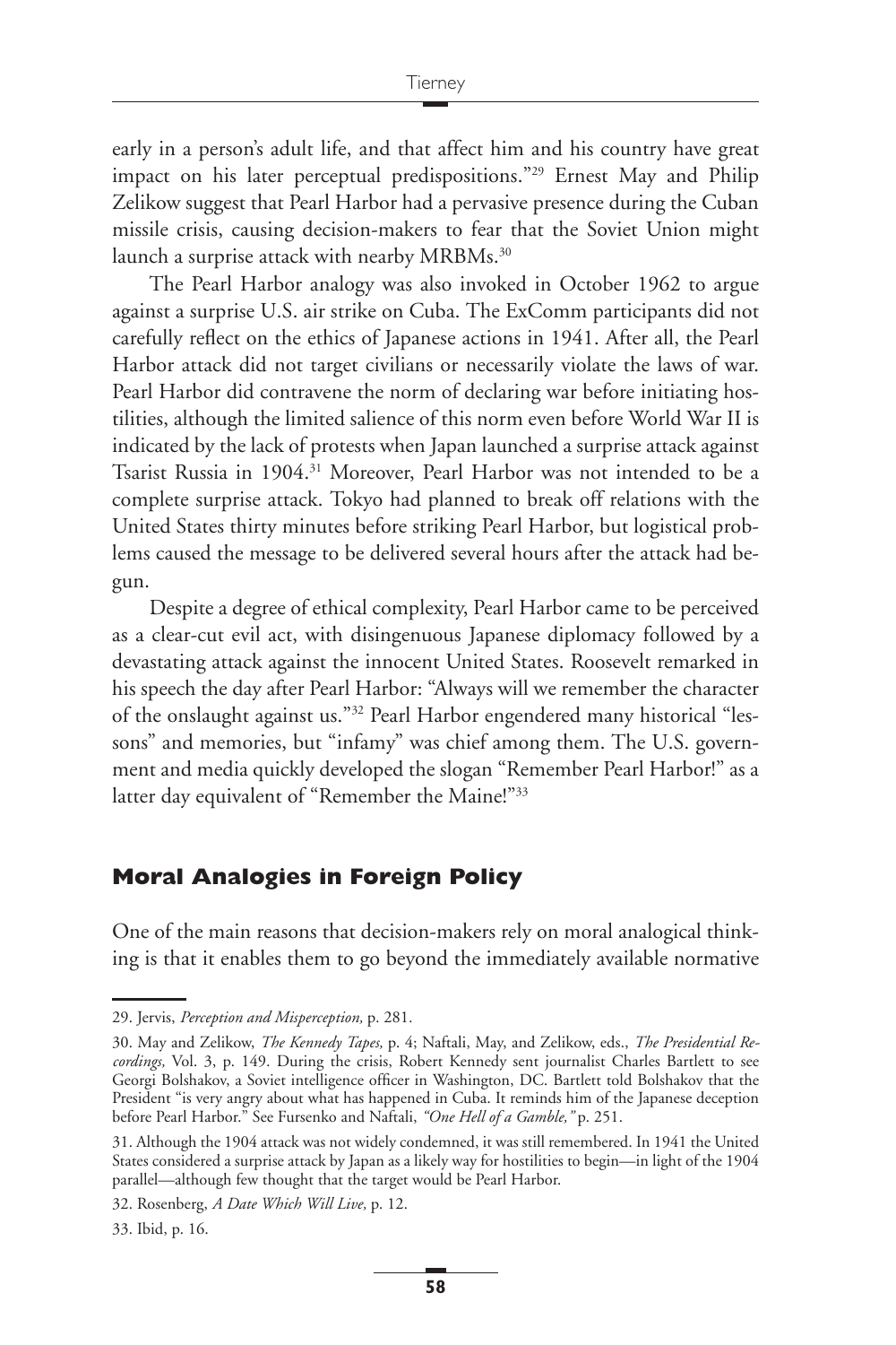early in a person's adult life, and that affect him and his country have great impact on his later perceptual predispositions."[29] Ernest May and Philip Zelikow suggest that Pearl Harbor had a pervasive presence during the Cuban missile crisis, causing decision-makers to fear that the Soviet Union might launch a surprise attack with nearby MRBMs.[30]

The Pearl Harbor analogy was also invoked in October 1962 to argue against a surprise U.S. air strike on Cuba. The ExComm participants did not carefully reflect on the ethics of Japanese actions in 1941. After all, the Pearl Harbor attack did not target civilians or necessarily violate the laws of war. Pearl Harbor did contravene the norm of declaring war before initiating hostilities, although the limited salience of this norm even before World War II is indicated by the lack of protests when Japan launched a surprise attack against Tsarist Russia in 1904.[31] Moreover, Pearl Harbor was not intended to be a complete surprise attack. Tokyo had planned to break off relations with the United States thirty minutes before striking Pearl Harbor, but logistical problems caused the message to be delivered several hours after the attack had begun.

Despite a degree of ethical complexity, Pearl Harbor came to be perceived as a clear-cut evil act, with disingenuous Japanese diplomacy followed by a devastating attack against the innocent United States. Roosevelt remarked in his speech the day after Pearl Harbor: "Always will we remember the character of the onslaught against us."[32] Pearl Harbor engendered many historical "lessons" and memories, but "infamy" was chief among them. The U.S. government and media quickly developed the slogan "Remember Pearl Harbor!" as a latter day equivalent of "Remember the Maine!"[33]

## Moral Analogies in Foreign Policy

One of the main reasons that decision-makers rely on moral analogical thinking is that it enables them to go beyond the immediately available normative

---

29. Jervis, *Perception and Misperception,* p. 281.

30. May and Zelikow, *The Kennedy Tapes,* p. 4; Naftali, May, and Zelikow, eds., *The Presidential Recordings,* Vol. 3, p. 149. During the crisis, Robert Kennedy sent journalist Charles Bartlett to see Georgi Bolshakov, a Soviet intelligence officer in Washington, DC. Bartlett told Bolshakov that the President "is very angry about what has happened in Cuba. It reminds him of the Japanese deception before Pearl Harbor." See Fursenko and Naftali, *"One Hell of a Gamble,"* p. 251.

31. Although the 1904 attack was not widely condemned, it was still remembered. In 1941 the United States considered a surprise attack by Japan as a likely way for hostilities to begin—in light of the 1904 parallel—although few thought that the target would be Pearl Harbor.

32. Rosenberg, *A Date Which Will Live,* p. 12.

33. Ibid, p. 16.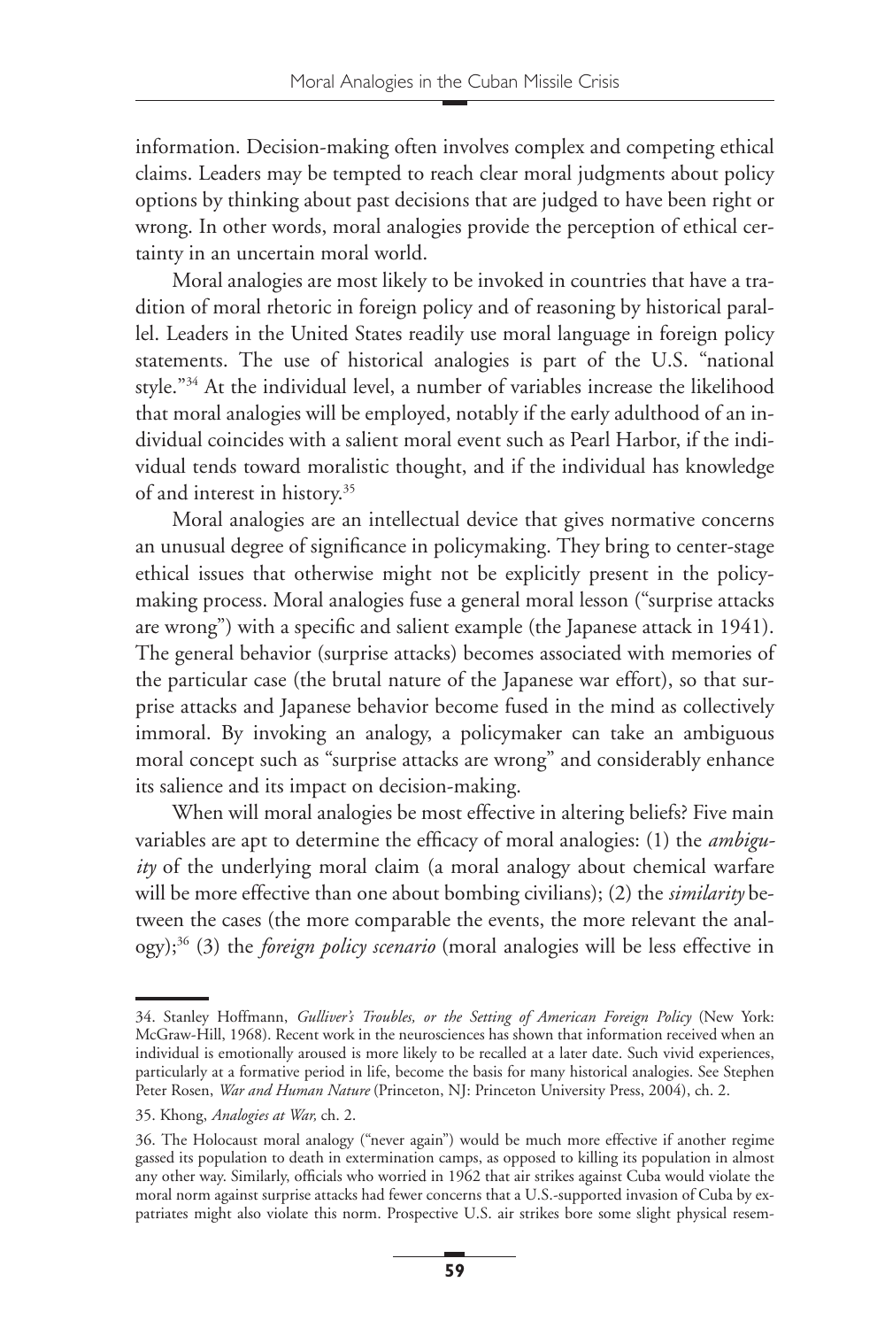information. Decision-making often involves complex and competing ethical claims. Leaders may be tempted to reach clear moral judgments about policy options by thinking about past decisions that are judged to have been right or wrong. In other words, moral analogies provide the perception of ethical certainty in an uncertain moral world.

Moral analogies are most likely to be invoked in countries that have a tradition of moral rhetoric in foreign policy and of reasoning by historical parallel. Leaders in the United States readily use moral language in foreign policy statements. The use of historical analogies is part of the U.S. "national style."[34] At the individual level, a number of variables increase the likelihood that moral analogies will be employed, notably if the early adulthood of an individual coincides with a salient moral event such as Pearl Harbor, if the individual tends toward moralistic thought, and if the individual has knowledge of and interest in history.[35]

Moral analogies are an intellectual device that gives normative concerns an unusual degree of significance in policymaking. They bring to center-stage ethical issues that otherwise might not be explicitly present in the policymaking process. Moral analogies fuse a general moral lesson ("surprise attacks are wrong") with a specific and salient example (the Japanese attack in 1941). The general behavior (surprise attacks) becomes associated with memories of the particular case (the brutal nature of the Japanese war effort), so that surprise attacks and Japanese behavior become fused in the mind as collectively immoral. By invoking an analogy, a policymaker can take an ambiguous moral concept such as "surprise attacks are wrong" and considerably enhance its salience and its impact on decision-making.

When will moral analogies be most effective in altering beliefs? Five main variables are apt to determine the efficacy of moral analogies: (1) the *ambiguity* of the underlying moral claim (a moral analogy about chemical warfare will be more effective than one about bombing civilians); (2) the *similarity* between the cases (the more comparable the events, the more relevant the analogy);[36] (3) the *foreign policy scenario* (moral analogies will be less effective in

---

34. Stanley Hoffmann, *Gulliver's Troubles, or the Setting of American Foreign Policy* (New York: McGraw-Hill, 1968). Recent work in the neurosciences has shown that information received when an individual is emotionally aroused is more likely to be recalled at a later date. Such vivid experiences, particularly at a formative period in life, become the basis for many historical analogies. See Stephen Peter Rosen, *War and Human Nature* (Princeton, NJ: Princeton University Press, 2004), ch. 2.

35. Khong, *Analogies at War,* ch. 2.

36. The Holocaust moral analogy ("never again") would be much more effective if another regime gassed its population to death in extermination camps, as opposed to killing its population in almost any other way. Similarly, officials who worried in 1962 that air strikes against Cuba would violate the moral norm against surprise attacks had fewer concerns that a U.S.-supported invasion of Cuba by expatriates might also violate this norm. Prospective U.S. air strikes bore some slight physical resem-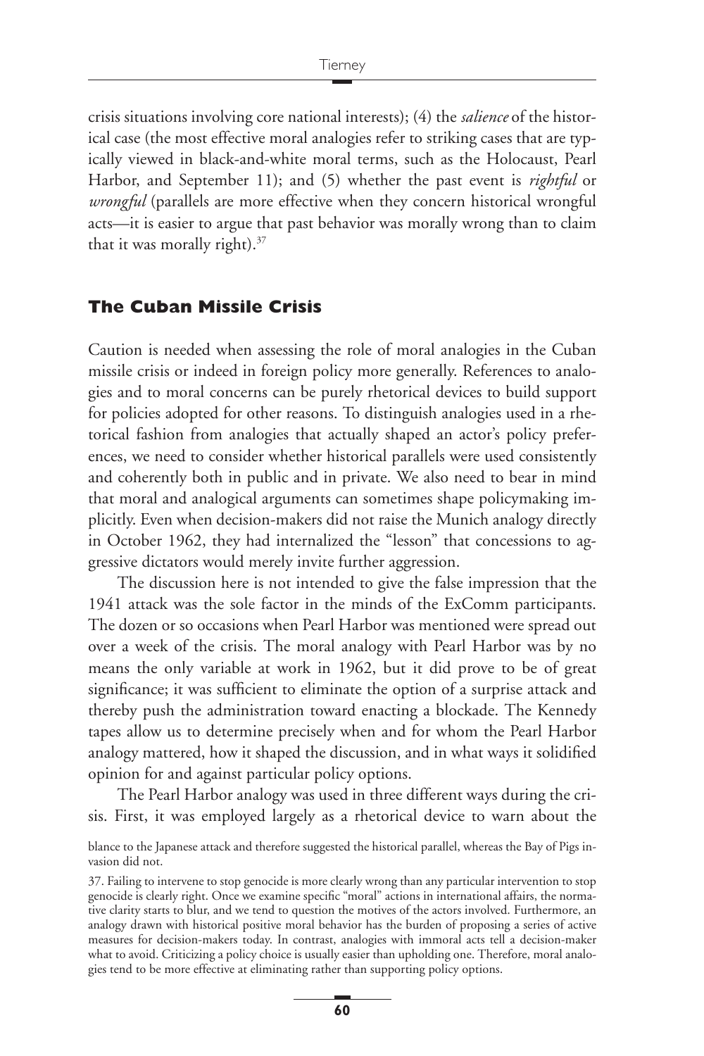crisis situations involving core national interests); (4) the *salience* of the historical case (the most effective moral analogies refer to striking cases that are typically viewed in black-and-white moral terms, such as the Holocaust, Pearl Harbor, and September 11); and (5) whether the past event is *rightful* or *wrongful* (parallels are more effective when they concern historical wrongful acts—it is easier to argue that past behavior was morally wrong than to claim that it was morally right).[37]

## The Cuban Missile Crisis

Caution is needed when assessing the role of moral analogies in the Cuban missile crisis or indeed in foreign policy more generally. References to analogies and to moral concerns can be purely rhetorical devices to build support for policies adopted for other reasons. To distinguish analogies used in a rhetorical fashion from analogies that actually shaped an actor's policy preferences, we need to consider whether historical parallels were used consistently and coherently both in public and in private. We also need to bear in mind that moral and analogical arguments can sometimes shape policymaking implicitly. Even when decision-makers did not raise the Munich analogy directly in October 1962, they had internalized the "lesson" that concessions to aggressive dictators would merely invite further aggression.

The discussion here is not intended to give the false impression that the 1941 attack was the sole factor in the minds of the ExComm participants. The dozen or so occasions when Pearl Harbor was mentioned were spread out over a week of the crisis. The moral analogy with Pearl Harbor was by no means the only variable at work in 1962, but it did prove to be of great significance; it was sufficient to eliminate the option of a surprise attack and thereby push the administration toward enacting a blockade. The Kennedy tapes allow us to determine precisely when and for whom the Pearl Harbor analogy mattered, how it shaped the discussion, and in what ways it solidified opinion for and against particular policy options.

The Pearl Harbor analogy was used in three different ways during the crisis. First, it was employed largely as a rhetorical device to warn about the

blance to the Japanese attack and therefore suggested the historical parallel, whereas the Bay of Pigs invasion did not.

37. Failing to intervene to stop genocide is more clearly wrong than any particular intervention to stop genocide is clearly right. Once we examine specific "moral" actions in international affairs, the normative clarity starts to blur, and we tend to question the motives of the actors involved. Furthermore, an analogy drawn with historical positive moral behavior has the burden of proposing a series of active measures for decision-makers today. In contrast, analogies with immoral acts tell a decision-maker what to avoid. Criticizing a policy choice is usually easier than upholding one. Therefore, moral analogies tend to be more effective at eliminating rather than supporting policy options.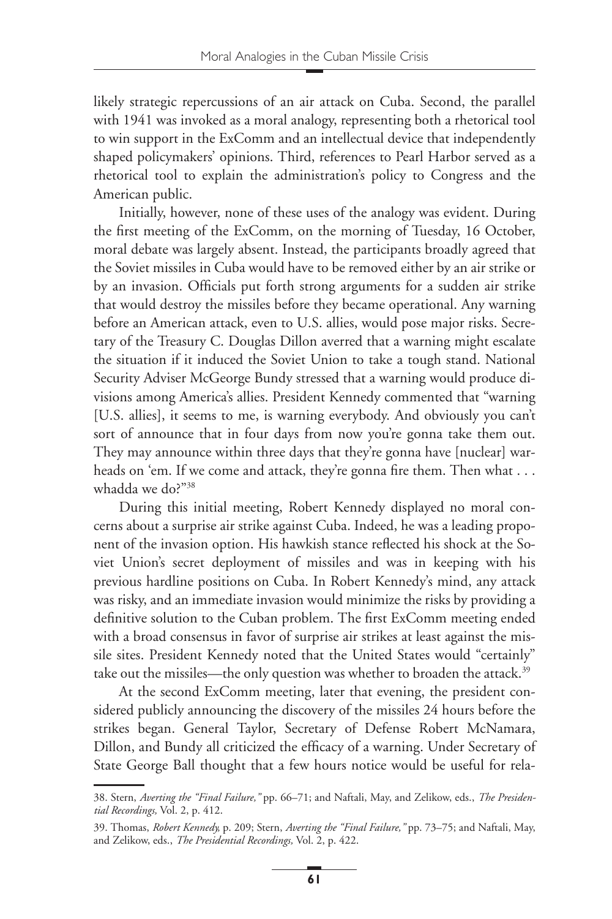likely strategic repercussions of an air attack on Cuba. Second, the parallel with 1941 was invoked as a moral analogy, representing both a rhetorical tool to win support in the ExComm and an intellectual device that independently shaped policymakers' opinions. Third, references to Pearl Harbor served as a rhetorical tool to explain the administration's policy to Congress and the American public.

Initially, however, none of these uses of the analogy was evident. During the first meeting of the ExComm, on the morning of Tuesday, 16 October, moral debate was largely absent. Instead, the participants broadly agreed that the Soviet missiles in Cuba would have to be removed either by an air strike or by an invasion. Officials put forth strong arguments for a sudden air strike that would destroy the missiles before they became operational. Any warning before an American attack, even to U.S. allies, would pose major risks. Secretary of the Treasury C. Douglas Dillon averred that a warning might escalate the situation if it induced the Soviet Union to take a tough stand. National Security Adviser McGeorge Bundy stressed that a warning would produce divisions among America's allies. President Kennedy commented that "warning [U.S. allies], it seems to me, is warning everybody. And obviously you can't sort of announce that in four days from now you're gonna take them out. They may announce within three days that they're gonna have [nuclear] warheads on 'em. If we come and attack, they're gonna fire them. Then what . . . whadda we do?"[38]

During this initial meeting, Robert Kennedy displayed no moral concerns about a surprise air strike against Cuba. Indeed, he was a leading proponent of the invasion option. His hawkish stance reflected his shock at the Soviet Union's secret deployment of missiles and was in keeping with his previous hardline positions on Cuba. In Robert Kennedy's mind, any attack was risky, and an immediate invasion would minimize the risks by providing a definitive solution to the Cuban problem. The first ExComm meeting ended with a broad consensus in favor of surprise air strikes at least against the missile sites. President Kennedy noted that the United States would "certainly" take out the missiles—the only question was whether to broaden the attack.[39]

At the second ExComm meeting, later that evening, the president considered publicly announcing the discovery of the missiles 24 hours before the strikes began. General Taylor, Secretary of Defense Robert McNamara, Dillon, and Bundy all criticized the efficacy of a warning. Under Secretary of State George Ball thought that a few hours notice would be useful for rela-

---

38. Stern, *Averting the "Final Failure,"* pp. 66–71; and Naftali, May, and Zelikow, eds., *The Presidential Recordings,* Vol. 2, p. 412.

39. Thomas, *Robert Kennedy,* p. 209; Stern, *Averting the "Final Failure,"* pp. 73–75; and Naftali, May, and Zelikow, eds., *The Presidential Recordings,* Vol. 2, p. 422.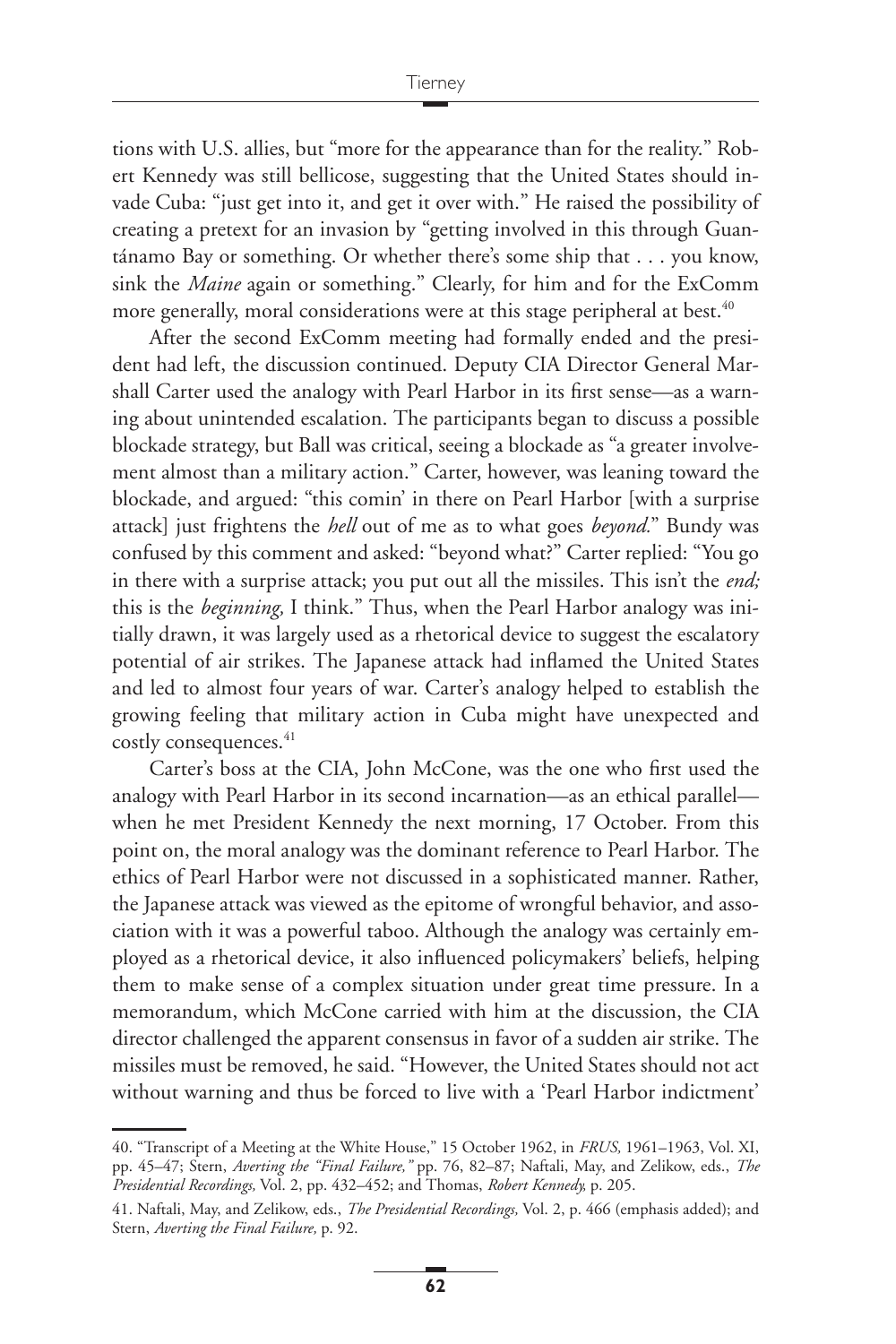tions with U.S. allies, but "more for the appearance than for the reality." Robert Kennedy was still bellicose, suggesting that the United States should invade Cuba: "just get into it, and get it over with." He raised the possibility of creating a pretext for an invasion by "getting involved in this through Guantánamo Bay or something. Or whether there's some ship that . . . you know, sink the *Maine* again or something." Clearly, for him and for the ExComm more generally, moral considerations were at this stage peripheral at best.[40]

After the second ExComm meeting had formally ended and the president had left, the discussion continued. Deputy CIA Director General Marshall Carter used the analogy with Pearl Harbor in its first sense—as a warning about unintended escalation. The participants began to discuss a possible blockade strategy, but Ball was critical, seeing a blockade as "a greater involvement almost than a military action." Carter, however, was leaning toward the blockade, and argued: "this comin' in there on Pearl Harbor [with a surprise attack] just frightens the *hell* out of me as to what goes *beyond.*" Bundy was confused by this comment and asked: "beyond what?" Carter replied: "You go in there with a surprise attack; you put out all the missiles. This isn't the *end;* this is the *beginning,* I think." Thus, when the Pearl Harbor analogy was initially drawn, it was largely used as a rhetorical device to suggest the escalatory potential of air strikes. The Japanese attack had inflamed the United States and led to almost four years of war. Carter's analogy helped to establish the growing feeling that military action in Cuba might have unexpected and costly consequences.[41]

Carter's boss at the CIA, John McCone, was the one who first used the analogy with Pearl Harbor in its second incarnation—as an ethical parallel—when he met President Kennedy the next morning, 17 October. From this point on, the moral analogy was the dominant reference to Pearl Harbor. The ethics of Pearl Harbor were not discussed in a sophisticated manner. Rather, the Japanese attack was viewed as the epitome of wrongful behavior, and association with it was a powerful taboo. Although the analogy was certainly employed as a rhetorical device, it also influenced policymakers' beliefs, helping them to make sense of a complex situation under great time pressure. In a memorandum, which McCone carried with him at the discussion, the CIA director challenged the apparent consensus in favor of a sudden air strike. The missiles must be removed, he said. "However, the United States should not act without warning and thus be forced to live with a 'Pearl Harbor indictment'

---

40. "Transcript of a Meeting at the White House," 15 October 1962, in *FRUS,* 1961–1963, Vol. XI, pp. 45–47; Stern, *Averting the "Final Failure,"* pp. 76, 82–87; Naftali, May, and Zelikow, eds., *The Presidential Recordings,* Vol. 2, pp. 432–452; and Thomas, *Robert Kennedy,* p. 205.

41. Naftali, May, and Zelikow, eds., *The Presidential Recordings,* Vol. 2, p. 466 (emphasis added); and Stern, *Averting the Final Failure,* p. 92.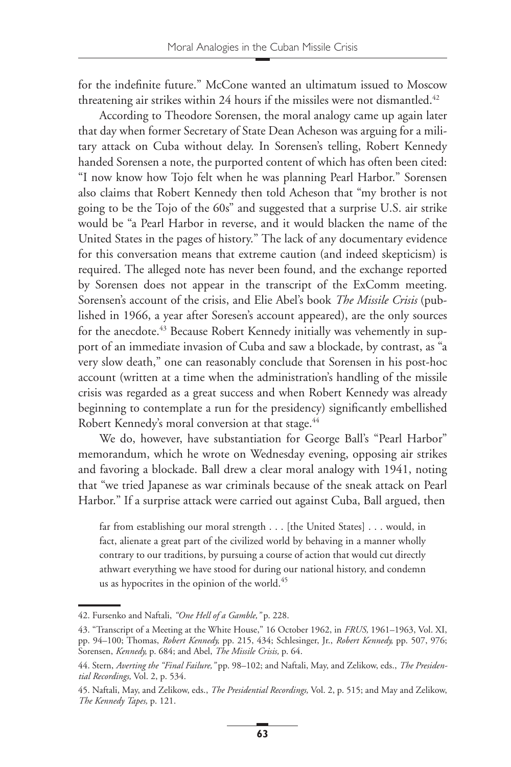for the indefinite future." McCone wanted an ultimatum issued to Moscow threatening air strikes within 24 hours if the missiles were not dismantled.[42]

According to Theodore Sorensen, the moral analogy came up again later that day when former Secretary of State Dean Acheson was arguing for a military attack on Cuba without delay. In Sorensen's telling, Robert Kennedy handed Sorensen a note, the purported content of which has often been cited: "I now know how Tojo felt when he was planning Pearl Harbor." Sorensen also claims that Robert Kennedy then told Acheson that "my brother is not going to be the Tojo of the 60s" and suggested that a surprise U.S. air strike would be "a Pearl Harbor in reverse, and it would blacken the name of the United States in the pages of history." The lack of any documentary evidence for this conversation means that extreme caution (and indeed skepticism) is required. The alleged note has never been found, and the exchange reported by Sorensen does not appear in the transcript of the ExComm meeting. Sorensen's account of the crisis, and Elie Abel's book *The Missile Crisis* (published in 1966, a year after Soresen's account appeared), are the only sources for the anecdote.[43] Because Robert Kennedy initially was vehemently in support of an immediate invasion of Cuba and saw a blockade, by contrast, as "a very slow death," one can reasonably conclude that Sorensen in his post-hoc account (written at a time when the administration's handling of the missile crisis was regarded as a great success and when Robert Kennedy was already beginning to contemplate a run for the presidency) significantly embellished Robert Kennedy's moral conversion at that stage.[44]

We do, however, have substantiation for George Ball's "Pearl Harbor" memorandum, which he wrote on Wednesday evening, opposing air strikes and favoring a blockade. Ball drew a clear moral analogy with 1941, noting that "we tried Japanese as war criminals because of the sneak attack on Pearl Harbor." If a surprise attack were carried out against Cuba, Ball argued, then

> far from establishing our moral strength . . . [the United States] . . . would, in fact, alienate a great part of the civilized world by behaving in a manner wholly contrary to our traditions, by pursuing a course of action that would cut directly athwart everything we have stood for during our national history, and condemn us as hypocrites in the opinion of the world.[45]

---

42. Fursenko and Naftali, *"One Hell of a Gamble,"* p. 228.

43. "Transcript of a Meeting at the White House," 16 October 1962, in *FRUS,* 1961–1963, Vol. XI, pp. 94–100; Thomas, *Robert Kennedy,* pp. 215, 434; Schlesinger, Jr., *Robert Kennedy,* pp. 507, 976; Sorensen, *Kennedy,* p. 684; and Abel, *The Missile Crisis,* p. 64.

44. Stern, *Averting the "Final Failure,"* pp. 98–102; and Naftali, May, and Zelikow, eds., *The Presidential Recordings,* Vol. 2, p. 534.

45. Naftali, May, and Zelikow, eds., *The Presidential Recordings,* Vol. 2, p. 515; and May and Zelikow, *The Kennedy Tapes,* p. 121.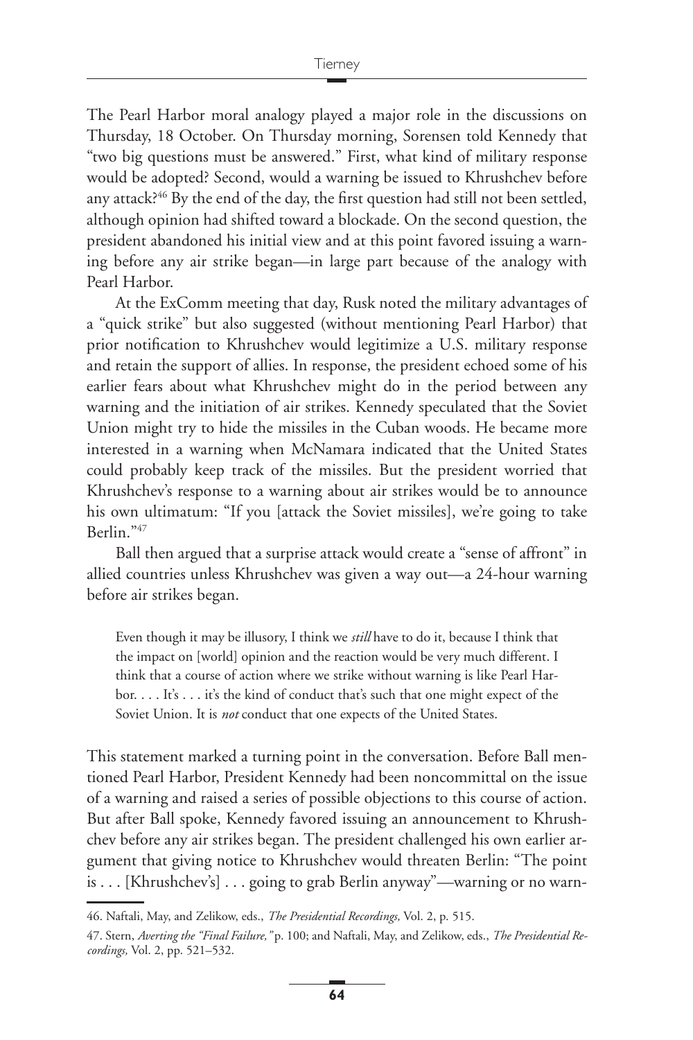The Pearl Harbor moral analogy played a major role in the discussions on Thursday, 18 October. On Thursday morning, Sorensen told Kennedy that "two big questions must be answered." First, what kind of military response would be adopted? Second, would a warning be issued to Khrushchev before any attack?[46] By the end of the day, the first question had still not been settled, although opinion had shifted toward a blockade. On the second question, the president abandoned his initial view and at this point favored issuing a warning before any air strike began—in large part because of the analogy with Pearl Harbor.

At the ExComm meeting that day, Rusk noted the military advantages of a "quick strike" but also suggested (without mentioning Pearl Harbor) that prior notification to Khrushchev would legitimize a U.S. military response and retain the support of allies. In response, the president echoed some of his earlier fears about what Khrushchev might do in the period between any warning and the initiation of air strikes. Kennedy speculated that the Soviet Union might try to hide the missiles in the Cuban woods. He became more interested in a warning when McNamara indicated that the United States could probably keep track of the missiles. But the president worried that Khrushchev's response to a warning about air strikes would be to announce his own ultimatum: "If you [attack the Soviet missiles], we're going to take Berlin."[47]

Ball then argued that a surprise attack would create a "sense of affront" in allied countries unless Khrushchev was given a way out—a 24-hour warning before air strikes began.

> Even though it may be illusory, I think we *still* have to do it, because I think that the impact on [world] opinion and the reaction would be very much different. I think that a course of action where we strike without warning is like Pearl Harbor. . . . It's . . . it's the kind of conduct that's such that one might expect of the Soviet Union. It is *not* conduct that one expects of the United States.

This statement marked a turning point in the conversation. Before Ball mentioned Pearl Harbor, President Kennedy had been noncommittal on the issue of a warning and raised a series of possible objections to this course of action. But after Ball spoke, Kennedy favored issuing an announcement to Khrushchev before any air strikes began. The president challenged his own earlier argument that giving notice to Khrushchev would threaten Berlin: "The point is . . . [Khrushchev's] . . . going to grab Berlin anyway"—warning or no warn-

46. Naftali, May, and Zelikow, eds., *The Presidential Recordings,* Vol. 2, p. 515.

47. Stern, *Averting the "Final Failure,"* p. 100; and Naftali, May, and Zelikow, eds., *The Presidential Recordings,* Vol. 2, pp. 521–532.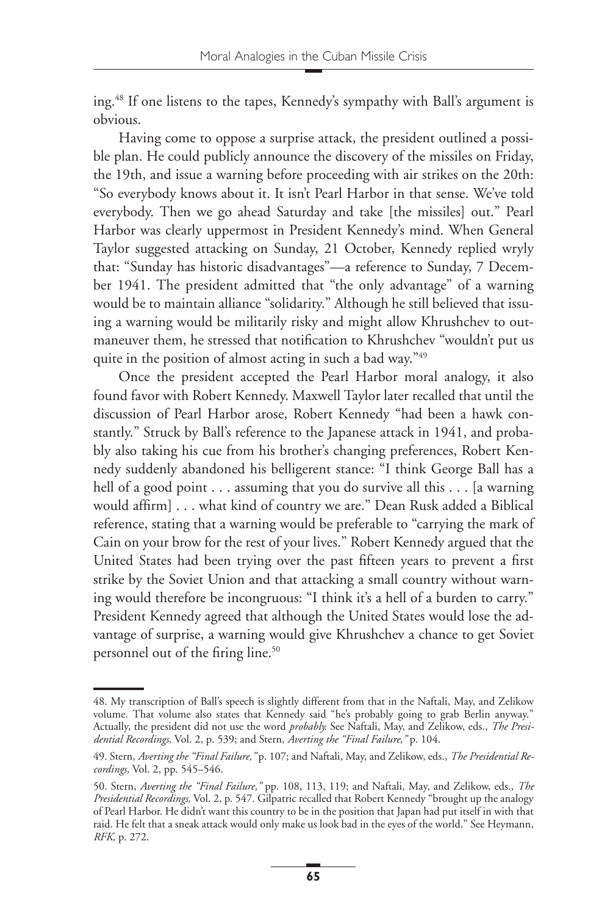ing.[48] If one listens to the tapes, Kennedy's sympathy with Ball's argument is obvious.

Having come to oppose a surprise attack, the president outlined a possible plan. He could publicly announce the discovery of the missiles on Friday, the 19th, and issue a warning before proceeding with air strikes on the 20th: "So everybody knows about it. It isn't Pearl Harbor in that sense. We've told everybody. Then we go ahead Saturday and take [the missiles] out." Pearl Harbor was clearly uppermost in President Kennedy's mind. When General Taylor suggested attacking on Sunday, 21 October, Kennedy replied wryly that: "Sunday has historic disadvantages"—a reference to Sunday, 7 December 1941. The president admitted that "the only advantage" of a warning would be to maintain alliance "solidarity." Although he still believed that issuing a warning would be militarily risky and might allow Khrushchev to outmaneuver them, he stressed that notification to Khrushchev "wouldn't put us quite in the position of almost acting in such a bad way."[49]

Once the president accepted the Pearl Harbor moral analogy, it also found favor with Robert Kennedy. Maxwell Taylor later recalled that until the discussion of Pearl Harbor arose, Robert Kennedy "had been a hawk constantly." Struck by Ball's reference to the Japanese attack in 1941, and probably also taking his cue from his brother's changing preferences, Robert Kennedy suddenly abandoned his belligerent stance: "I think George Ball has a hell of a good point . . . assuming that you do survive all this . . . [a warning would affirm] . . . what kind of country we are." Dean Rusk added a Biblical reference, stating that a warning would be preferable to "carrying the mark of Cain on your brow for the rest of your lives." Robert Kennedy argued that the United States had been trying over the past fifteen years to prevent a first strike by the Soviet Union and that attacking a small country without warning would therefore be incongruous: "I think it's a hell of a burden to carry." President Kennedy agreed that although the United States would lose the advantage of surprise, a warning would give Khrushchev a chance to get Soviet personnel out of the firing line.[50]

---

48. My transcription of Ball's speech is slightly different from that in the Naftali, May, and Zelikow volume. That volume also states that Kennedy said "he's probably going to grab Berlin anyway." Actually, the president did not use the word *probably.* See Naftali, May, and Zelikow, eds., *The Presidential Recordings,* Vol. 2, p. 539; and Stern, *Averting the "Final Failure,"* p. 104.

49. Stern, *Averting the "Final Failure,"* p. 107; and Naftali, May, and Zelikow, eds., *The Presidential Recordings,* Vol. 2, pp. 545–546.

50. Stern, *Averting the "Final Failure,"* pp. 108, 113, 119; and Naftali, May, and Zelikow, eds., *The Presidential Recordings,* Vol. 2, p. 547. Gilpatric recalled that Robert Kennedy "brought up the analogy of Pearl Harbor. He didn't want this country to be in the position that Japan had put itself in with that raid. He felt that a sneak attack would only make us look bad in the eyes of the world." See Heymann, *RFK,* p. 272.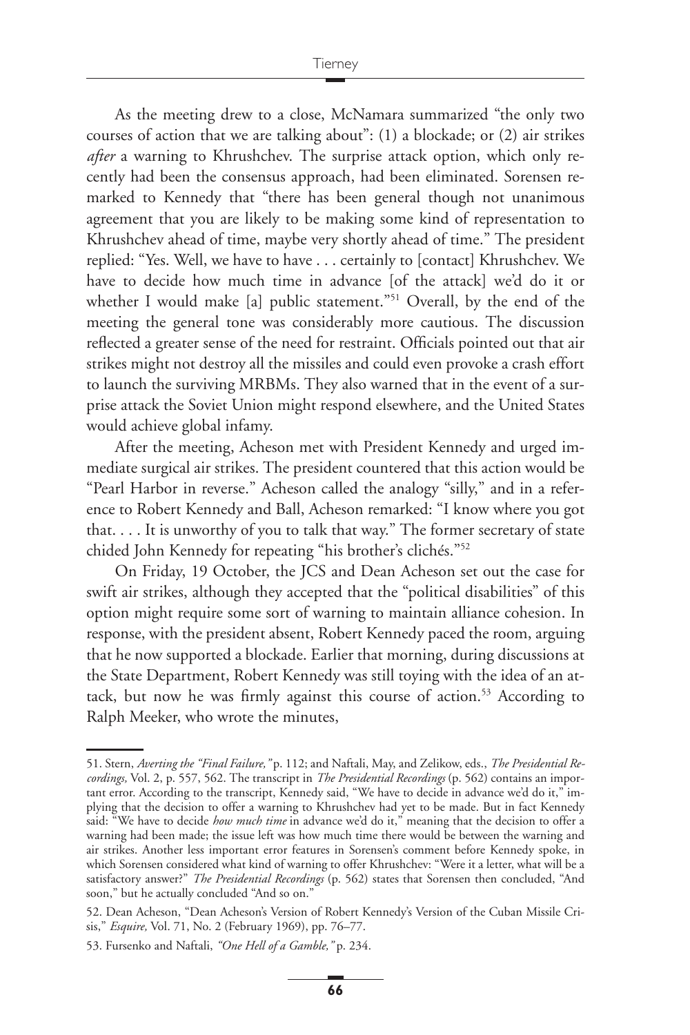As the meeting drew to a close, McNamara summarized "the only two courses of action that we are talking about": (1) a blockade; or (2) air strikes *after* a warning to Khrushchev. The surprise attack option, which only recently had been the consensus approach, had been eliminated. Sorensen remarked to Kennedy that "there has been general though not unanimous agreement that you are likely to be making some kind of representation to Khrushchev ahead of time, maybe very shortly ahead of time." The president replied: "Yes. Well, we have to have . . . certainly to [contact] Khrushchev. We have to decide how much time in advance [of the attack] we'd do it or whether I would make [a] public statement."[51] Overall, by the end of the meeting the general tone was considerably more cautious. The discussion reflected a greater sense of the need for restraint. Officials pointed out that air strikes might not destroy all the missiles and could even provoke a crash effort to launch the surviving MRBMs. They also warned that in the event of a surprise attack the Soviet Union might respond elsewhere, and the United States would achieve global infamy.

After the meeting, Acheson met with President Kennedy and urged immediate surgical air strikes. The president countered that this action would be "Pearl Harbor in reverse." Acheson called the analogy "silly," and in a reference to Robert Kennedy and Ball, Acheson remarked: "I know where you got that. . . . It is unworthy of you to talk that way." The former secretary of state chided John Kennedy for repeating "his brother's clichés."[52]

On Friday, 19 October, the JCS and Dean Acheson set out the case for swift air strikes, although they accepted that the "political disabilities" of this option might require some sort of warning to maintain alliance cohesion. In response, with the president absent, Robert Kennedy paced the room, arguing that he now supported a blockade. Earlier that morning, during discussions at the State Department, Robert Kennedy was still toying with the idea of an attack, but now he was firmly against this course of action.[53] According to Ralph Meeker, who wrote the minutes,

---

51. Stern, *Averting the "Final Failure,"* p. 112; and Naftali, May, and Zelikow, eds., *The Presidential Recordings,* Vol. 2, p. 557, 562. The transcript in *The Presidential Recordings* (p. 562) contains an important error. According to the transcript, Kennedy said, "We have to decide in advance we'd do it," implying that the decision to offer a warning to Khrushchev had yet to be made. But in fact Kennedy said: "We have to decide *how much time* in advance we'd do it," meaning that the decision to offer a warning had been made; the issue left was how much time there would be between the warning and air strikes. Another less important error features in Sorensen's comment before Kennedy spoke, in which Sorensen considered what kind of warning to offer Khrushchev: "Were it a letter, what will be a satisfactory answer?" *The Presidential Recordings* (p. 562) states that Sorensen then concluded, "And soon," but he actually concluded "And so on."

52. Dean Acheson, "Dean Acheson's Version of Robert Kennedy's Version of the Cuban Missile Crisis," *Esquire,* Vol. 71, No. 2 (February 1969), pp. 76–77.

53. Fursenko and Naftali, *"One Hell of a Gamble,"* p. 234.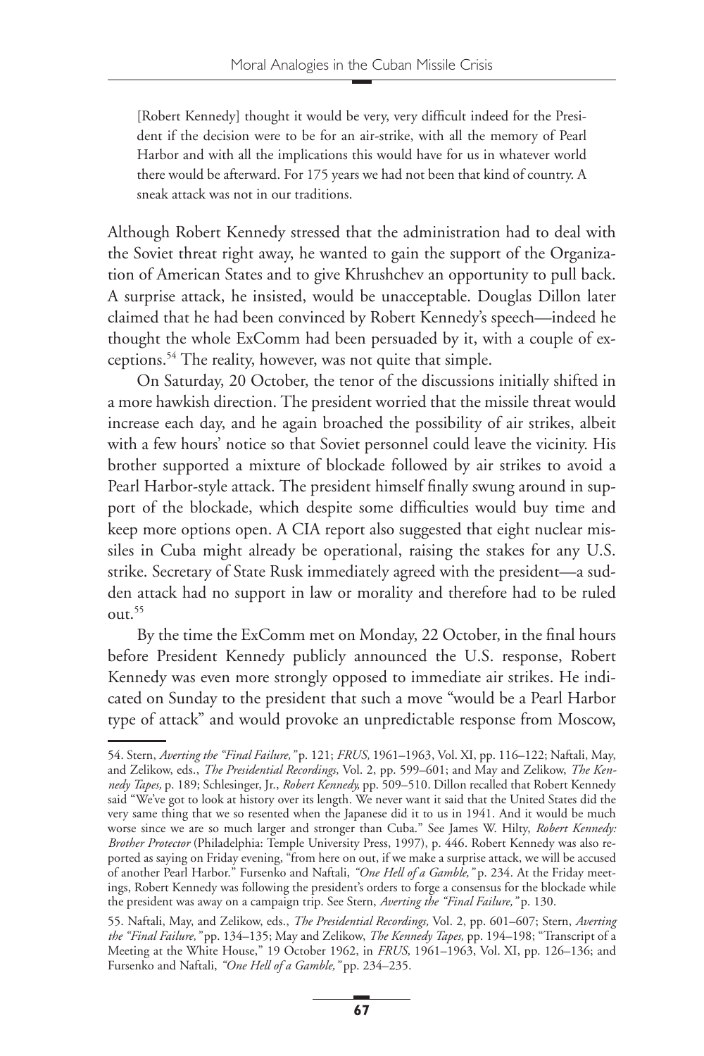> [Robert Kennedy] thought it would be very, very difficult indeed for the President if the decision were to be for an air-strike, with all the memory of Pearl Harbor and with all the implications this would have for us in whatever world there would be afterward. For 175 years we had not been that kind of country. A sneak attack was not in our traditions.

Although Robert Kennedy stressed that the administration had to deal with the Soviet threat right away, he wanted to gain the support of the Organization of American States and to give Khrushchev an opportunity to pull back. A surprise attack, he insisted, would be unacceptable. Douglas Dillon later claimed that he had been convinced by Robert Kennedy's speech—indeed he thought the whole ExComm had been persuaded by it, with a couple of exceptions.[54] The reality, however, was not quite that simple.

On Saturday, 20 October, the tenor of the discussions initially shifted in a more hawkish direction. The president worried that the missile threat would increase each day, and he again broached the possibility of air strikes, albeit with a few hours' notice so that Soviet personnel could leave the vicinity. His brother supported a mixture of blockade followed by air strikes to avoid a Pearl Harbor-style attack. The president himself finally swung around in support of the blockade, which despite some difficulties would buy time and keep more options open. A CIA report also suggested that eight nuclear missiles in Cuba might already be operational, raising the stakes for any U.S. strike. Secretary of State Rusk immediately agreed with the president—a sudden attack had no support in law or morality and therefore had to be ruled out.[55]

By the time the ExComm met on Monday, 22 October, in the final hours before President Kennedy publicly announced the U.S. response, Robert Kennedy was even more strongly opposed to immediate air strikes. He indicated on Sunday to the president that such a move "would be a Pearl Harbor type of attack" and would provoke an unpredictable response from Moscow,

---

54. Stern, *Averting the "Final Failure,"* p. 121; *FRUS,* 1961–1963, Vol. XI, pp. 116–122; Naftali, May, and Zelikow, eds., *The Presidential Recordings,* Vol. 2, pp. 599–601; and May and Zelikow, *The Kennedy Tapes,* p. 189; Schlesinger, Jr., *Robert Kennedy,* pp. 509–510. Dillon recalled that Robert Kennedy said "We've got to look at history over its length. We never want it said that the United States did the very same thing that we so resented when the Japanese did it to us in 1941. And it would be much worse since we are so much larger and stronger than Cuba." See James W. Hilty, *Robert Kennedy: Brother Protector* (Philadelphia: Temple University Press, 1997), p. 446. Robert Kennedy was also reported as saying on Friday evening, "from here on out, if we make a surprise attack, we will be accused of another Pearl Harbor." Fursenko and Naftali, *"One Hell of a Gamble,"* p. 234. At the Friday meetings, Robert Kennedy was following the president's orders to forge a consensus for the blockade while the president was away on a campaign trip. See Stern, *Averting the "Final Failure,"* p. 130.

55. Naftali, May, and Zelikow, eds., *The Presidential Recordings,* Vol. 2, pp. 601–607; Stern, *Averting the "Final Failure,"* pp. 134–135; May and Zelikow, *The Kennedy Tapes,* pp. 194–198; "Transcript of a Meeting at the White House," 19 October 1962, in *FRUS,* 1961–1963, Vol. XI, pp. 126–136; and Fursenko and Naftali, *"One Hell of a Gamble,"* pp. 234–235.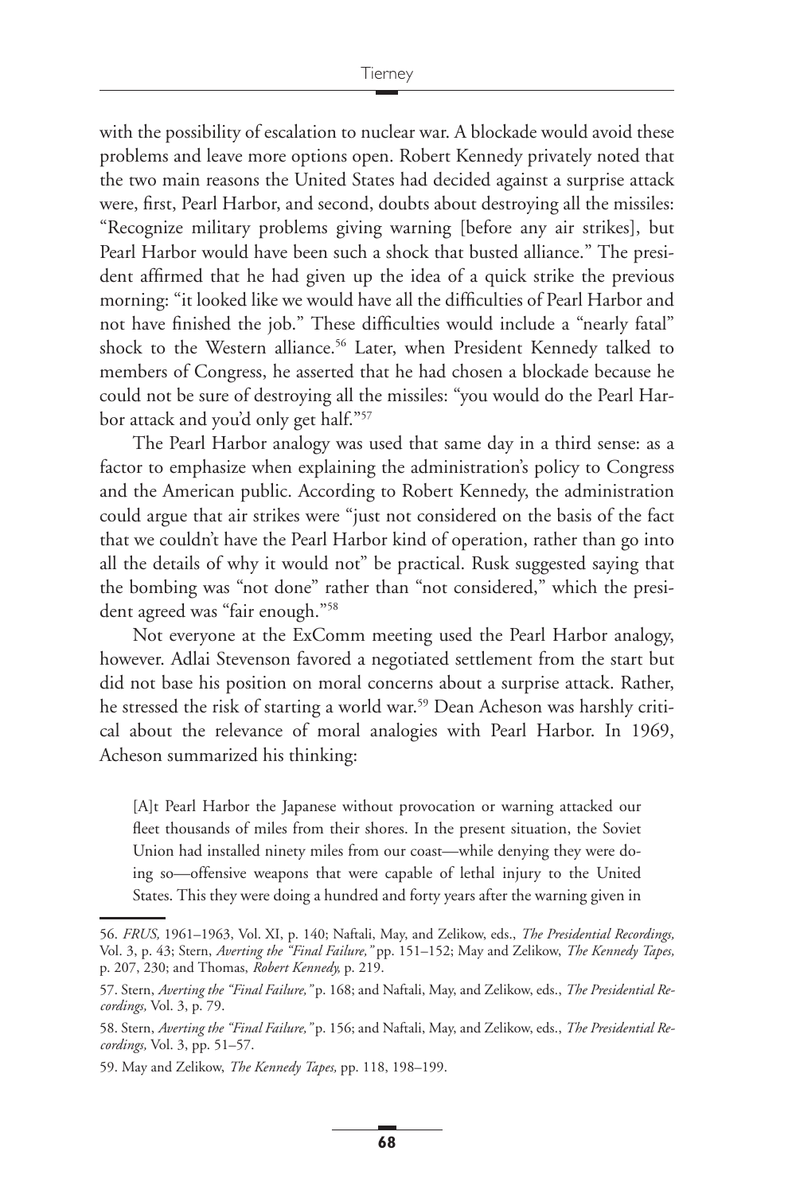with the possibility of escalation to nuclear war. A blockade would avoid these problems and leave more options open. Robert Kennedy privately noted that the two main reasons the United States had decided against a surprise attack were, first, Pearl Harbor, and second, doubts about destroying all the missiles: "Recognize military problems giving warning [before any air strikes], but Pearl Harbor would have been such a shock that busted alliance." The president affirmed that he had given up the idea of a quick strike the previous morning: "it looked like we would have all the difficulties of Pearl Harbor and not have finished the job." These difficulties would include a "nearly fatal" shock to the Western alliance.[56] Later, when President Kennedy talked to members of Congress, he asserted that he had chosen a blockade because he could not be sure of destroying all the missiles: "you would do the Pearl Harbor attack and you'd only get half."[57]

The Pearl Harbor analogy was used that same day in a third sense: as a factor to emphasize when explaining the administration's policy to Congress and the American public. According to Robert Kennedy, the administration could argue that air strikes were "just not considered on the basis of the fact that we couldn't have the Pearl Harbor kind of operation, rather than go into all the details of why it would not" be practical. Rusk suggested saying that the bombing was "not done" rather than "not considered," which the president agreed was "fair enough."[58]

Not everyone at the ExComm meeting used the Pearl Harbor analogy, however. Adlai Stevenson favored a negotiated settlement from the start but did not base his position on moral concerns about a surprise attack. Rather, he stressed the risk of starting a world war.[59] Dean Acheson was harshly critical about the relevance of moral analogies with Pearl Harbor. In 1969, Acheson summarized his thinking:

> [A]t Pearl Harbor the Japanese without provocation or warning attacked our fleet thousands of miles from their shores. In the present situation, the Soviet Union had installed ninety miles from our coast—while denying they were doing so—offensive weapons that were capable of lethal injury to the United States. This they were doing a hundred and forty years after the warning given in

---

56. *FRUS,* 1961–1963, Vol. XI, p. 140; Naftali, May, and Zelikow, eds., *The Presidential Recordings,* Vol. 3, p. 43; Stern, *Averting the "Final Failure,"* pp. 151–152; May and Zelikow, *The Kennedy Tapes,* p. 207, 230; and Thomas, *Robert Kennedy,* p. 219.

57. Stern, *Averting the "Final Failure,"* p. 168; and Naftali, May, and Zelikow, eds., *The Presidential Recordings,* Vol. 3, p. 79.

58. Stern, *Averting the "Final Failure,"* p. 156; and Naftali, May, and Zelikow, eds., *The Presidential Recordings,* Vol. 3, pp. 51–57.

59. May and Zelikow, *The Kennedy Tapes,* pp. 118, 198–199.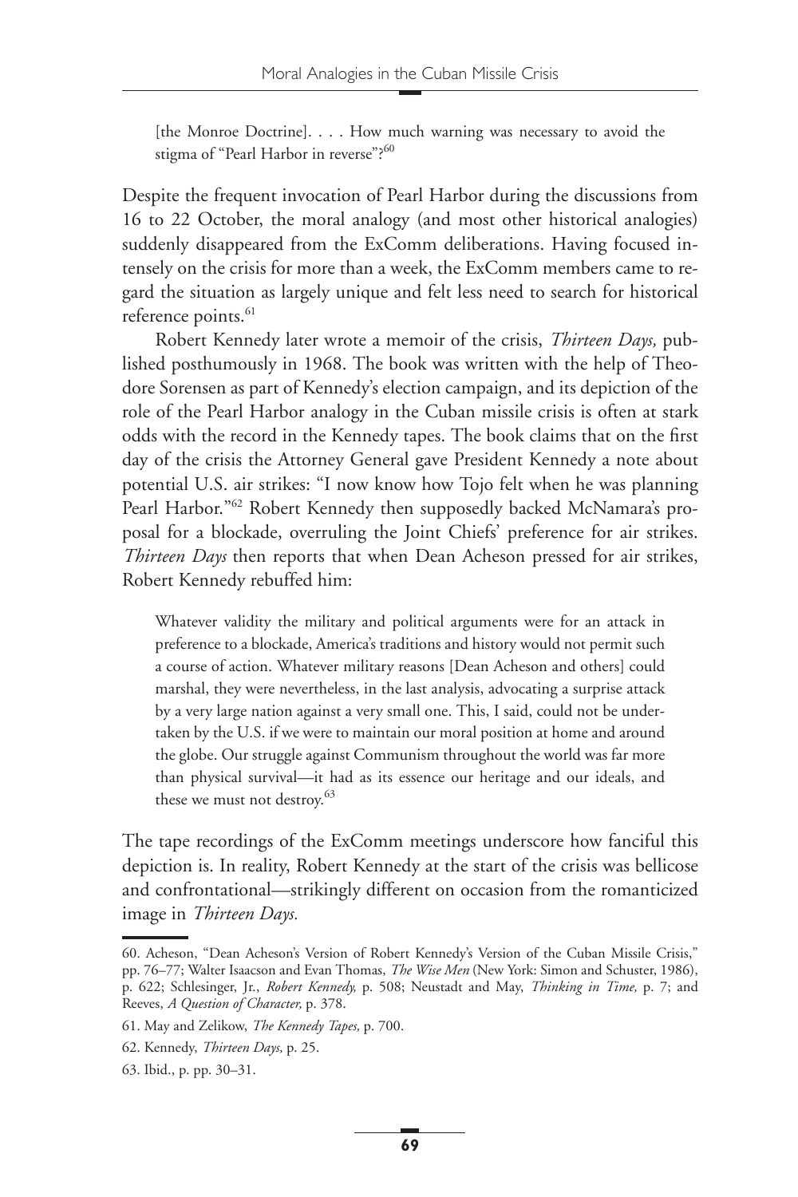> [the Monroe Doctrine]. . . . How much warning was necessary to avoid the stigma of "Pearl Harbor in reverse"?[60]

Despite the frequent invocation of Pearl Harbor during the discussions from 16 to 22 October, the moral analogy (and most other historical analogies) suddenly disappeared from the ExComm deliberations. Having focused intensely on the crisis for more than a week, the ExComm members came to regard the situation as largely unique and felt less need to search for historical reference points.[61]

Robert Kennedy later wrote a memoir of the crisis, *Thirteen Days,* published posthumously in 1968. The book was written with the help of Theodore Sorensen as part of Kennedy's election campaign, and its depiction of the role of the Pearl Harbor analogy in the Cuban missile crisis is often at stark odds with the record in the Kennedy tapes. The book claims that on the first day of the crisis the Attorney General gave President Kennedy a note about potential U.S. air strikes: "I now know how Tojo felt when he was planning Pearl Harbor."[62] Robert Kennedy then supposedly backed McNamara's proposal for a blockade, overruling the Joint Chiefs' preference for air strikes. *Thirteen Days* then reports that when Dean Acheson pressed for air strikes, Robert Kennedy rebuffed him:

> Whatever validity the military and political arguments were for an attack in preference to a blockade, America's traditions and history would not permit such a course of action. Whatever military reasons [Dean Acheson and others] could marshal, they were nevertheless, in the last analysis, advocating a surprise attack by a very large nation against a very small one. This, I said, could not be undertaken by the U.S. if we were to maintain our moral position at home and around the globe. Our struggle against Communism throughout the world was far more than physical survival—it had as its essence our heritage and our ideals, and these we must not destroy.[63]

The tape recordings of the ExComm meetings underscore how fanciful this depiction is. In reality, Robert Kennedy at the start of the crisis was bellicose and confrontational—strikingly different on occasion from the romanticized image in *Thirteen Days.*

60. Acheson, "Dean Acheson's Version of Robert Kennedy's Version of the Cuban Missile Crisis," pp. 76–77; Walter Isaacson and Evan Thomas, *The Wise Men* (New York: Simon and Schuster, 1986), p. 622; Schlesinger, Jr., *Robert Kennedy,* p. 508; Neustadt and May, *Thinking in Time,* p. 7; and Reeves, *A Question of Character,* p. 378.

61. May and Zelikow, *The Kennedy Tapes,* p. 700.

62. Kennedy, *Thirteen Days,* p. 25.

63. Ibid., p. pp. 30–31.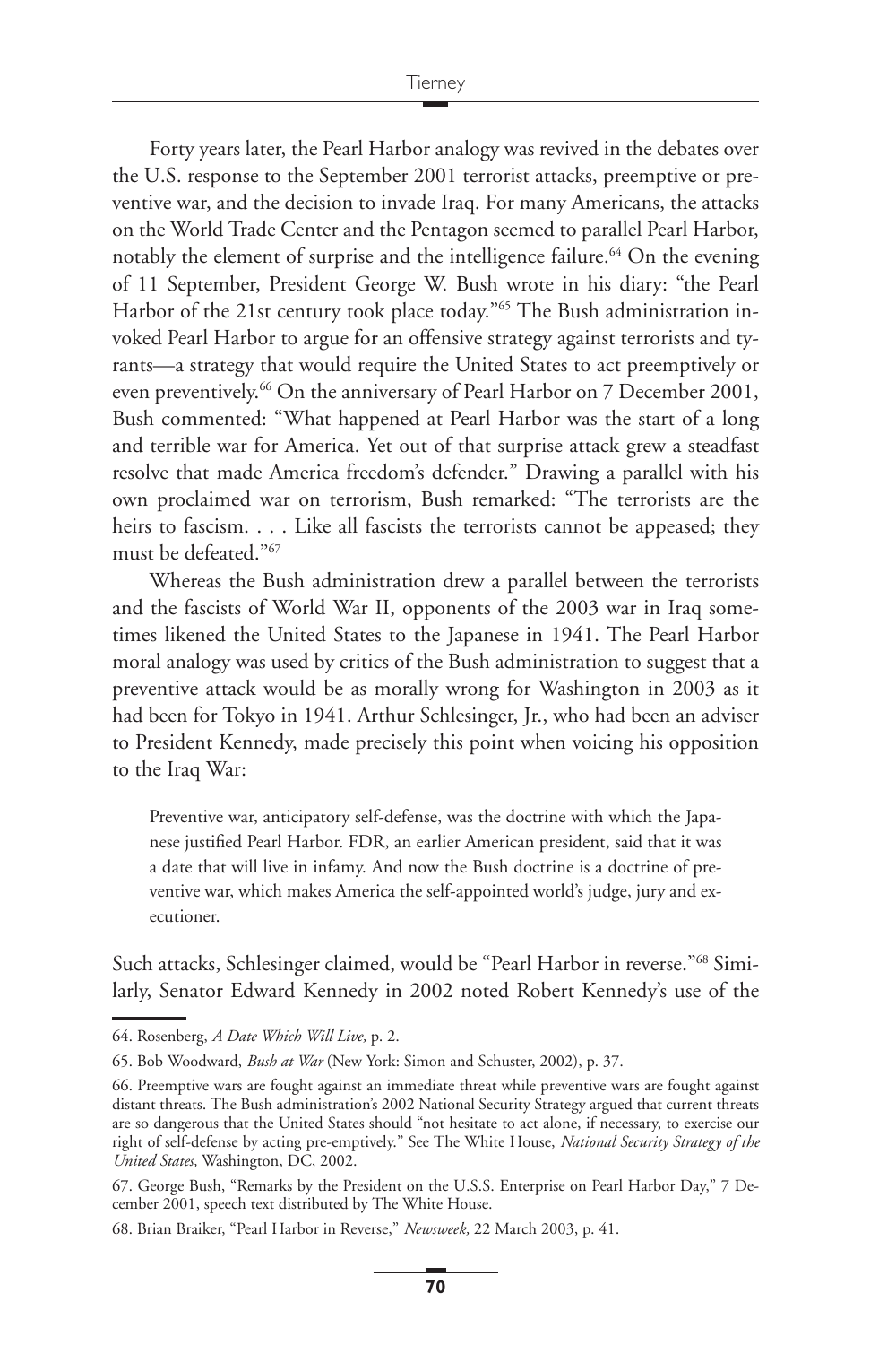Forty years later, the Pearl Harbor analogy was revived in the debates over the U.S. response to the September 2001 terrorist attacks, preemptive or preventive war, and the decision to invade Iraq. For many Americans, the attacks on the World Trade Center and the Pentagon seemed to parallel Pearl Harbor, notably the element of surprise and the intelligence failure.[64] On the evening of 11 September, President George W. Bush wrote in his diary: "the Pearl Harbor of the 21st century took place today."[65] The Bush administration invoked Pearl Harbor to argue for an offensive strategy against terrorists and tyrants—a strategy that would require the United States to act preemptively or even preventively.[66] On the anniversary of Pearl Harbor on 7 December 2001, Bush commented: "What happened at Pearl Harbor was the start of a long and terrible war for America. Yet out of that surprise attack grew a steadfast resolve that made America freedom's defender." Drawing a parallel with his own proclaimed war on terrorism, Bush remarked: "The terrorists are the heirs to fascism. . . . Like all fascists the terrorists cannot be appeased; they must be defeated."[67]

Whereas the Bush administration drew a parallel between the terrorists and the fascists of World War II, opponents of the 2003 war in Iraq sometimes likened the United States to the Japanese in 1941. The Pearl Harbor moral analogy was used by critics of the Bush administration to suggest that a preventive attack would be as morally wrong for Washington in 2003 as it had been for Tokyo in 1941. Arthur Schlesinger, Jr., who had been an adviser to President Kennedy, made precisely this point when voicing his opposition to the Iraq War:

> Preventive war, anticipatory self-defense, was the doctrine with which the Japanese justified Pearl Harbor. FDR, an earlier American president, said that it was a date that will live in infamy. And now the Bush doctrine is a doctrine of preventive war, which makes America the self-appointed world's judge, jury and executioner.

Such attacks, Schlesinger claimed, would be "Pearl Harbor in reverse."[68] Similarly, Senator Edward Kennedy in 2002 noted Robert Kennedy's use of the

---

64. Rosenberg, *A Date Which Will Live,* p. 2.

65. Bob Woodward, *Bush at War* (New York: Simon and Schuster, 2002), p. 37.

66. Preemptive wars are fought against an immediate threat while preventive wars are fought against distant threats. The Bush administration's 2002 National Security Strategy argued that current threats are so dangerous that the United States should "not hesitate to act alone, if necessary, to exercise our right of self-defense by acting pre-emptively." See The White House, *National Security Strategy of the United States,* Washington, DC, 2002.

67. George Bush, "Remarks by the President on the U.S.S. Enterprise on Pearl Harbor Day," 7 December 2001, speech text distributed by The White House.

68. Brian Braiker, "Pearl Harbor in Reverse," *Newsweek,* 22 March 2003, p. 41.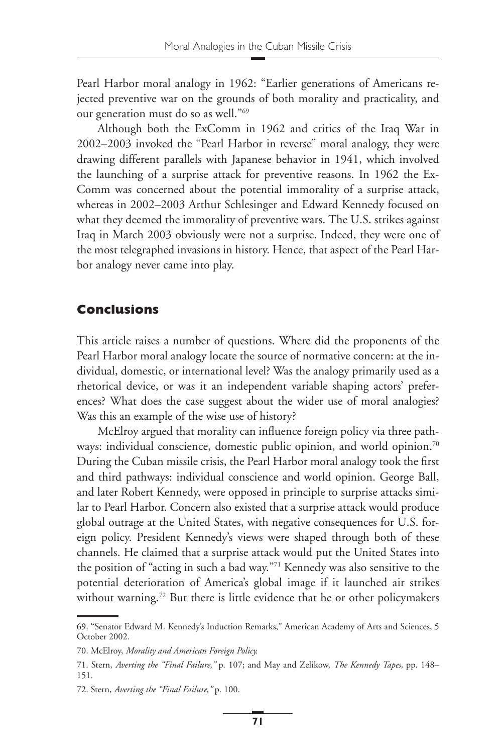Pearl Harbor moral analogy in 1962: "Earlier generations of Americans rejected preventive war on the grounds of both morality and practicality, and our generation must do so as well."[69]

Although both the ExComm in 1962 and critics of the Iraq War in 2002–2003 invoked the "Pearl Harbor in reverse" moral analogy, they were drawing different parallels with Japanese behavior in 1941, which involved the launching of a surprise attack for preventive reasons. In 1962 the ExComm was concerned about the potential immorality of a surprise attack, whereas in 2002–2003 Arthur Schlesinger and Edward Kennedy focused on what they deemed the immorality of preventive wars. The U.S. strikes against Iraq in March 2003 obviously were not a surprise. Indeed, they were one of the most telegraphed invasions in history. Hence, that aspect of the Pearl Harbor analogy never came into play.

## Conclusions

This article raises a number of questions. Where did the proponents of the Pearl Harbor moral analogy locate the source of normative concern: at the individual, domestic, or international level? Was the analogy primarily used as a rhetorical device, or was it an independent variable shaping actors' preferences? What does the case suggest about the wider use of moral analogies? Was this an example of the wise use of history?

McElroy argued that morality can influence foreign policy via three pathways: individual conscience, domestic public opinion, and world opinion.[70] During the Cuban missile crisis, the Pearl Harbor moral analogy took the first and third pathways: individual conscience and world opinion. George Ball, and later Robert Kennedy, were opposed in principle to surprise attacks similar to Pearl Harbor. Concern also existed that a surprise attack would produce global outrage at the United States, with negative consequences for U.S. foreign policy. President Kennedy's views were shaped through both of these channels. He claimed that a surprise attack would put the United States into the position of "acting in such a bad way."[71] Kennedy was also sensitive to the potential deterioration of America's global image if it launched air strikes without warning.[72] But there is little evidence that he or other policymakers

69. "Senator Edward M. Kennedy's Induction Remarks," American Academy of Arts and Sciences, 5 October 2002.

70. McElroy, *Morality and American Foreign Policy.*

71. Stern, *Averting the "Final Failure,"* p. 107; and May and Zelikow, *The Kennedy Tapes,* pp. 148–151.

72. Stern, *Averting the "Final Failure,"* p. 100.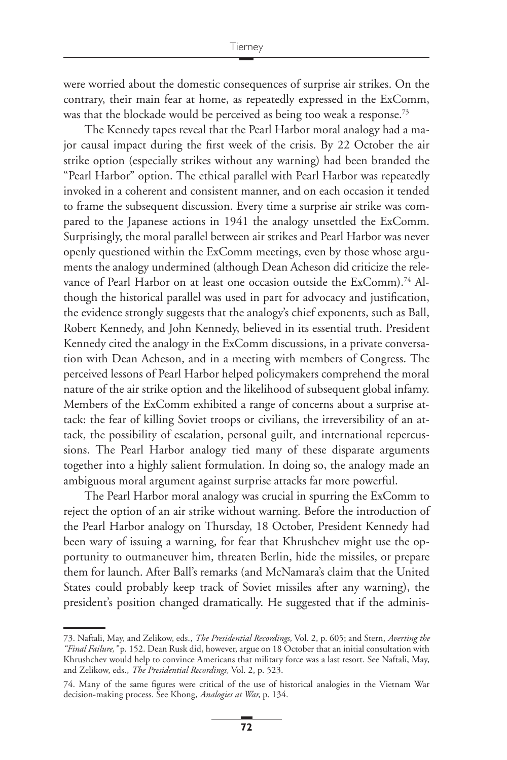were worried about the domestic consequences of surprise air strikes. On the contrary, their main fear at home, as repeatedly expressed in the ExComm, was that the blockade would be perceived as being too weak a response.[73]

The Kennedy tapes reveal that the Pearl Harbor moral analogy had a major causal impact during the first week of the crisis. By 22 October the air strike option (especially strikes without any warning) had been branded the "Pearl Harbor" option. The ethical parallel with Pearl Harbor was repeatedly invoked in a coherent and consistent manner, and on each occasion it tended to frame the subsequent discussion. Every time a surprise air strike was compared to the Japanese actions in 1941 the analogy unsettled the ExComm. Surprisingly, the moral parallel between air strikes and Pearl Harbor was never openly questioned within the ExComm meetings, even by those whose arguments the analogy undermined (although Dean Acheson did criticize the relevance of Pearl Harbor on at least one occasion outside the ExComm).[74] Although the historical parallel was used in part for advocacy and justification, the evidence strongly suggests that the analogy's chief exponents, such as Ball, Robert Kennedy, and John Kennedy, believed in its essential truth. President Kennedy cited the analogy in the ExComm discussions, in a private conversation with Dean Acheson, and in a meeting with members of Congress. The perceived lessons of Pearl Harbor helped policymakers comprehend the moral nature of the air strike option and the likelihood of subsequent global infamy. Members of the ExComm exhibited a range of concerns about a surprise attack: the fear of killing Soviet troops or civilians, the irreversibility of an attack, the possibility of escalation, personal guilt, and international repercussions. The Pearl Harbor analogy tied many of these disparate arguments together into a highly salient formulation. In doing so, the analogy made an ambiguous moral argument against surprise attacks far more powerful.

The Pearl Harbor moral analogy was crucial in spurring the ExComm to reject the option of an air strike without warning. Before the introduction of the Pearl Harbor analogy on Thursday, 18 October, President Kennedy had been wary of issuing a warning, for fear that Khrushchev might use the opportunity to outmaneuver him, threaten Berlin, hide the missiles, or prepare them for launch. After Ball's remarks (and McNamara's claim that the United States could probably keep track of Soviet missiles after any warning), the president's position changed dramatically. He suggested that if the adminis-

73. Naftali, May, and Zelikow, eds., *The Presidential Recordings,* Vol. 2, p. 605; and Stern, *Averting the "Final Failure,"* p. 152. Dean Rusk did, however, argue on 18 October that an initial consultation with Khrushchev would help to convince Americans that military force was a last resort. See Naftali, May, and Zelikow, eds., *The Presidential Recordings,* Vol. 2, p. 523.

74. Many of the same figures were critical of the use of historical analogies in the Vietnam War decision-making process. See Khong, *Analogies at War,* p. 134.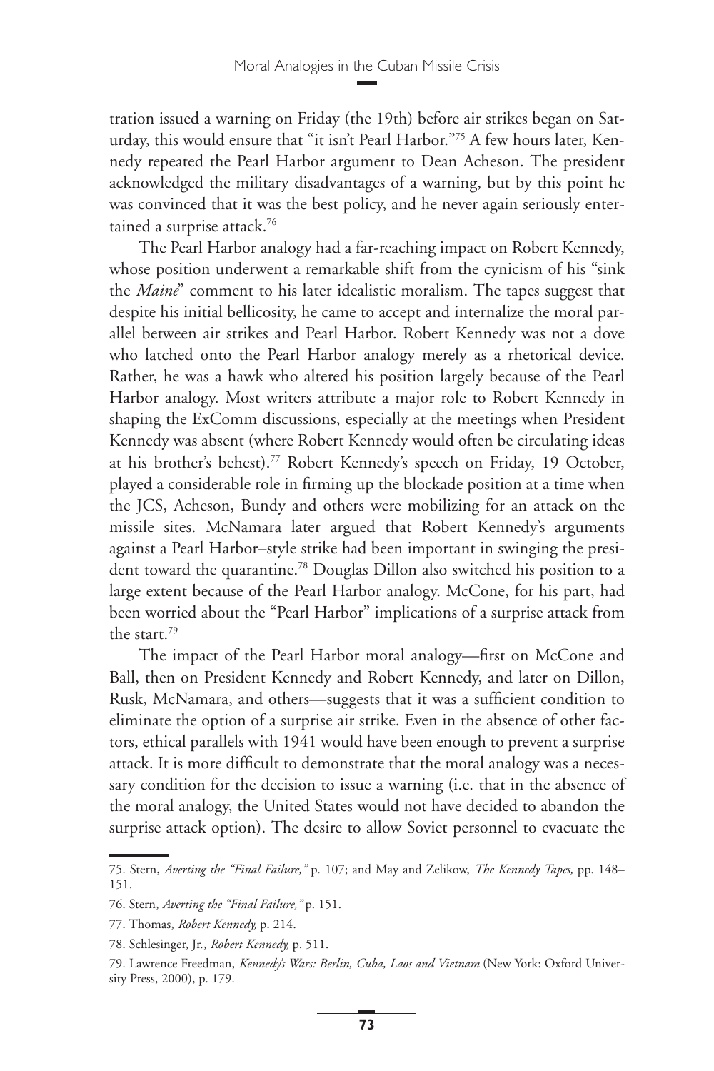tration issued a warning on Friday (the 19th) before air strikes began on Saturday, this would ensure that "it isn't Pearl Harbor."[75] A few hours later, Kennedy repeated the Pearl Harbor argument to Dean Acheson. The president acknowledged the military disadvantages of a warning, but by this point he was convinced that it was the best policy, and he never again seriously entertained a surprise attack.[76]

The Pearl Harbor analogy had a far-reaching impact on Robert Kennedy, whose position underwent a remarkable shift from the cynicism of his "sink the *Maine*" comment to his later idealistic moralism. The tapes suggest that despite his initial bellicosity, he came to accept and internalize the moral parallel between air strikes and Pearl Harbor. Robert Kennedy was not a dove who latched onto the Pearl Harbor analogy merely as a rhetorical device. Rather, he was a hawk who altered his position largely because of the Pearl Harbor analogy. Most writers attribute a major role to Robert Kennedy in shaping the ExComm discussions, especially at the meetings when President Kennedy was absent (where Robert Kennedy would often be circulating ideas at his brother's behest).[77] Robert Kennedy's speech on Friday, 19 October, played a considerable role in firming up the blockade position at a time when the JCS, Acheson, Bundy and others were mobilizing for an attack on the missile sites. McNamara later argued that Robert Kennedy's arguments against a Pearl Harbor–style strike had been important in swinging the president toward the quarantine.[78] Douglas Dillon also switched his position to a large extent because of the Pearl Harbor analogy. McCone, for his part, had been worried about the "Pearl Harbor" implications of a surprise attack from the start.[79]

The impact of the Pearl Harbor moral analogy—first on McCone and Ball, then on President Kennedy and Robert Kennedy, and later on Dillon, Rusk, McNamara, and others—suggests that it was a sufficient condition to eliminate the option of a surprise air strike. Even in the absence of other factors, ethical parallels with 1941 would have been enough to prevent a surprise attack. It is more difficult to demonstrate that the moral analogy was a necessary condition for the decision to issue a warning (i.e. that in the absence of the moral analogy, the United States would not have decided to abandon the surprise attack option). The desire to allow Soviet personnel to evacuate the

---

75. Stern, *Averting the "Final Failure,"* p. 107; and May and Zelikow, *The Kennedy Tapes,* pp. 148–151.

76. Stern, *Averting the "Final Failure,"* p. 151.

77. Thomas, *Robert Kennedy,* p. 214.

78. Schlesinger, Jr., *Robert Kennedy,* p. 511.

79. Lawrence Freedman, *Kennedy's Wars: Berlin, Cuba, Laos and Vietnam* (New York: Oxford University Press, 2000), p. 179.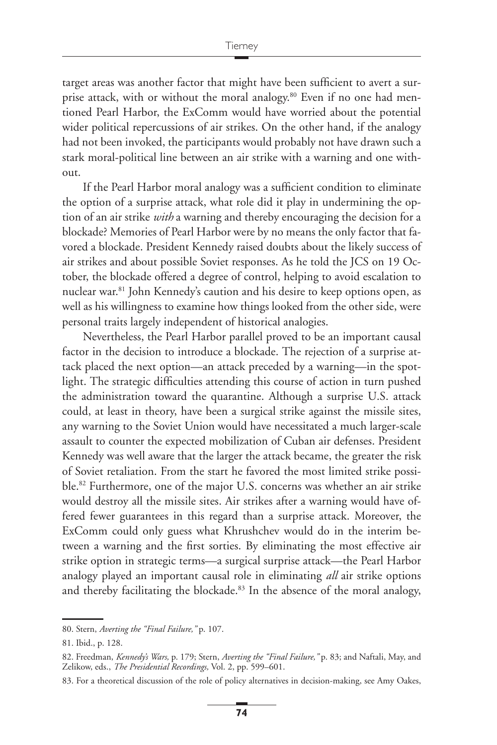target areas was another factor that might have been sufficient to avert a surprise attack, with or without the moral analogy.[80] Even if no one had mentioned Pearl Harbor, the ExComm would have worried about the potential wider political repercussions of air strikes. On the other hand, if the analogy had not been invoked, the participants would probably not have drawn such a stark moral-political line between an air strike with a warning and one without.

If the Pearl Harbor moral analogy was a sufficient condition to eliminate the option of a surprise attack, what role did it play in undermining the option of an air strike *with* a warning and thereby encouraging the decision for a blockade? Memories of Pearl Harbor were by no means the only factor that favored a blockade. President Kennedy raised doubts about the likely success of air strikes and about possible Soviet responses. As he told the JCS on 19 October, the blockade offered a degree of control, helping to avoid escalation to nuclear war.[81] John Kennedy's caution and his desire to keep options open, as well as his willingness to examine how things looked from the other side, were personal traits largely independent of historical analogies.

Nevertheless, the Pearl Harbor parallel proved to be an important causal factor in the decision to introduce a blockade. The rejection of a surprise attack placed the next option—an attack preceded by a warning—in the spotlight. The strategic difficulties attending this course of action in turn pushed the administration toward the quarantine. Although a surprise U.S. attack could, at least in theory, have been a surgical strike against the missile sites, any warning to the Soviet Union would have necessitated a much larger-scale assault to counter the expected mobilization of Cuban air defenses. President Kennedy was well aware that the larger the attack became, the greater the risk of Soviet retaliation. From the start he favored the most limited strike possible.[82] Furthermore, one of the major U.S. concerns was whether an air strike would destroy all the missile sites. Air strikes after a warning would have offered fewer guarantees in this regard than a surprise attack. Moreover, the ExComm could only guess what Khrushchev would do in the interim between a warning and the first sorties. By eliminating the most effective air strike option in strategic terms—a surgical surprise attack—the Pearl Harbor analogy played an important causal role in eliminating *all* air strike options and thereby facilitating the blockade.[83] In the absence of the moral analogy,

80. Stern, *Averting the "Final Failure,"* p. 107.

81. Ibid., p. 128.

82. Freedman, *Kennedy's Wars,* p. 179; Stern, *Averting the "Final Failure,"* p. 83; and Naftali, May, and Zelikow, eds., *The Presidential Recordings,* Vol. 2, pp. 599–601.

83. For a theoretical discussion of the role of policy alternatives in decision-making, see Amy Oakes,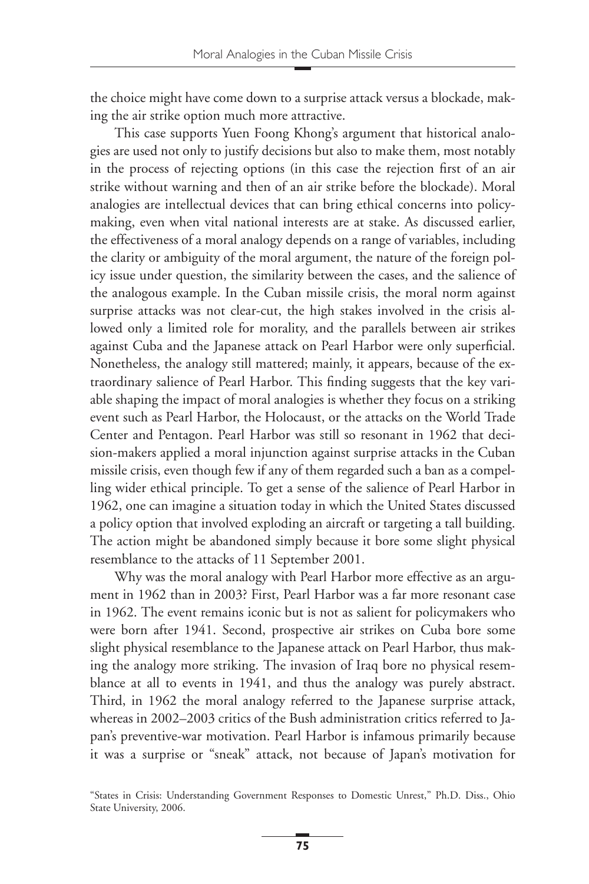the choice might have come down to a surprise attack versus a blockade, making the air strike option much more attractive.

This case supports Yuen Foong Khong's argument that historical analogies are used not only to justify decisions but also to make them, most notably in the process of rejecting options (in this case the rejection first of an air strike without warning and then of an air strike before the blockade). Moral analogies are intellectual devices that can bring ethical concerns into policymaking, even when vital national interests are at stake. As discussed earlier, the effectiveness of a moral analogy depends on a range of variables, including the clarity or ambiguity of the moral argument, the nature of the foreign policy issue under question, the similarity between the cases, and the salience of the analogous example. In the Cuban missile crisis, the moral norm against surprise attacks was not clear-cut, the high stakes involved in the crisis allowed only a limited role for morality, and the parallels between air strikes against Cuba and the Japanese attack on Pearl Harbor were only superficial. Nonetheless, the analogy still mattered; mainly, it appears, because of the extraordinary salience of Pearl Harbor. This finding suggests that the key variable shaping the impact of moral analogies is whether they focus on a striking event such as Pearl Harbor, the Holocaust, or the attacks on the World Trade Center and Pentagon. Pearl Harbor was still so resonant in 1962 that decision-makers applied a moral injunction against surprise attacks in the Cuban missile crisis, even though few if any of them regarded such a ban as a compelling wider ethical principle. To get a sense of the salience of Pearl Harbor in 1962, one can imagine a situation today in which the United States discussed a policy option that involved exploding an aircraft or targeting a tall building. The action might be abandoned simply because it bore some slight physical resemblance to the attacks of 11 September 2001.

Why was the moral analogy with Pearl Harbor more effective as an argument in 1962 than in 2003? First, Pearl Harbor was a far more resonant case in 1962. The event remains iconic but is not as salient for policymakers who were born after 1941. Second, prospective air strikes on Cuba bore some slight physical resemblance to the Japanese attack on Pearl Harbor, thus making the analogy more striking. The invasion of Iraq bore no physical resemblance at all to events in 1941, and thus the analogy was purely abstract. Third, in 1962 the moral analogy referred to the Japanese surprise attack, whereas in 2002–2003 critics of the Bush administration critics referred to Japan's preventive-war motivation. Pearl Harbor is infamous primarily because it was a surprise or "sneak" attack, not because of Japan's motivation for

"States in Crisis: Understanding Government Responses to Domestic Unrest," Ph.D. Diss., Ohio State University, 2006.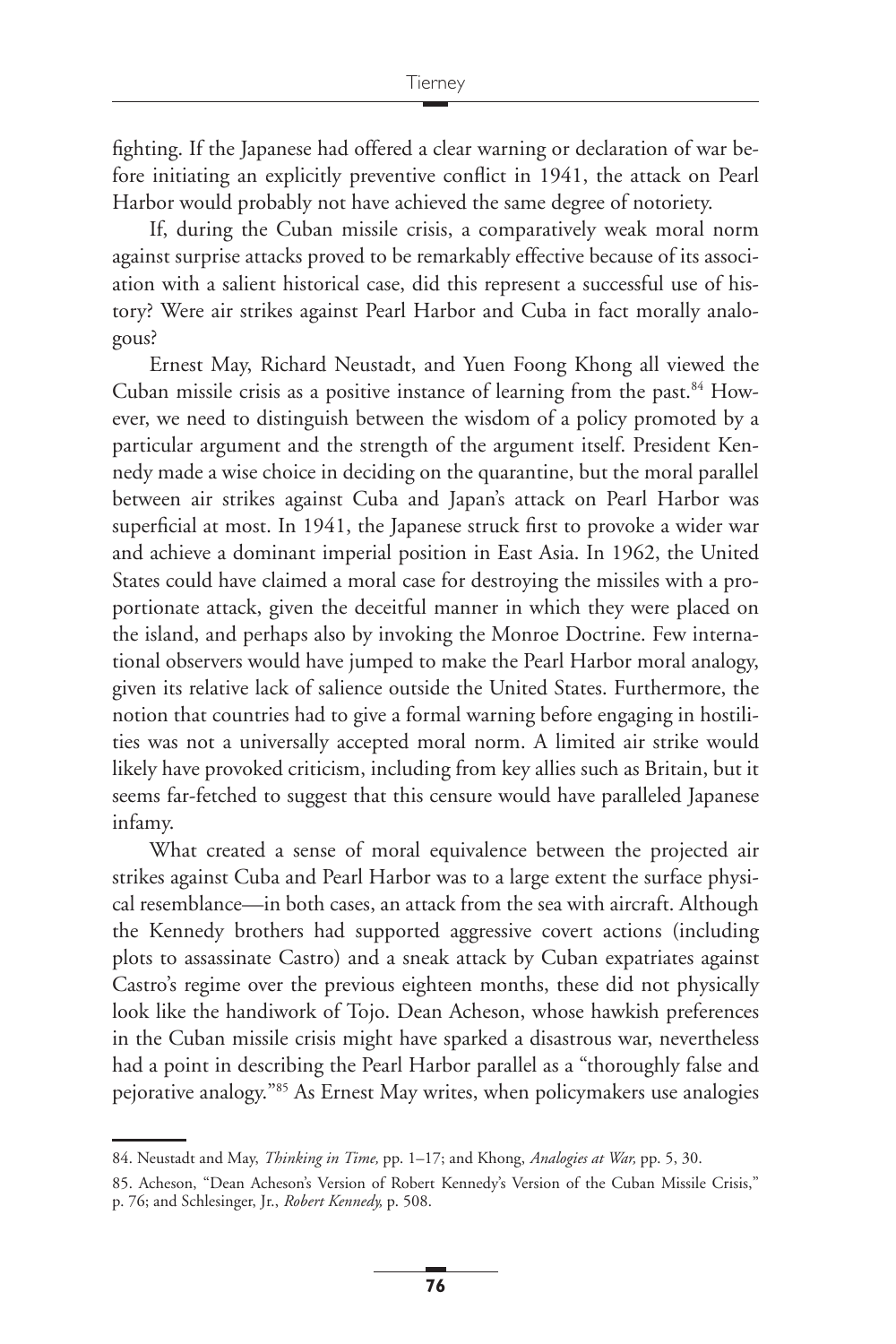fighting. If the Japanese had offered a clear warning or declaration of war before initiating an explicitly preventive conflict in 1941, the attack on Pearl Harbor would probably not have achieved the same degree of notoriety.

If, during the Cuban missile crisis, a comparatively weak moral norm against surprise attacks proved to be remarkably effective because of its association with a salient historical case, did this represent a successful use of history? Were air strikes against Pearl Harbor and Cuba in fact morally analogous?

Ernest May, Richard Neustadt, and Yuen Foong Khong all viewed the Cuban missile crisis as a positive instance of learning from the past.[84] However, we need to distinguish between the wisdom of a policy promoted by a particular argument and the strength of the argument itself. President Kennedy made a wise choice in deciding on the quarantine, but the moral parallel between air strikes against Cuba and Japan's attack on Pearl Harbor was superficial at most. In 1941, the Japanese struck first to provoke a wider war and achieve a dominant imperial position in East Asia. In 1962, the United States could have claimed a moral case for destroying the missiles with a proportionate attack, given the deceitful manner in which they were placed on the island, and perhaps also by invoking the Monroe Doctrine. Few international observers would have jumped to make the Pearl Harbor moral analogy, given its relative lack of salience outside the United States. Furthermore, the notion that countries had to give a formal warning before engaging in hostilities was not a universally accepted moral norm. A limited air strike would likely have provoked criticism, including from key allies such as Britain, but it seems far-fetched to suggest that this censure would have paralleled Japanese infamy.

What created a sense of moral equivalence between the projected air strikes against Cuba and Pearl Harbor was to a large extent the surface physical resemblance—in both cases, an attack from the sea with aircraft. Although the Kennedy brothers had supported aggressive covert actions (including plots to assassinate Castro) and a sneak attack by Cuban expatriates against Castro's regime over the previous eighteen months, these did not physically look like the handiwork of Tojo. Dean Acheson, whose hawkish preferences in the Cuban missile crisis might have sparked a disastrous war, nevertheless had a point in describing the Pearl Harbor parallel as a "thoroughly false and pejorative analogy."[85] As Ernest May writes, when policymakers use analogies

---

84. Neustadt and May, *Thinking in Time,* pp. 1–17; and Khong, *Analogies at War,* pp. 5, 30.

85. Acheson, "Dean Acheson's Version of Robert Kennedy's Version of the Cuban Missile Crisis," p. 76; and Schlesinger, Jr., *Robert Kennedy,* p. 508.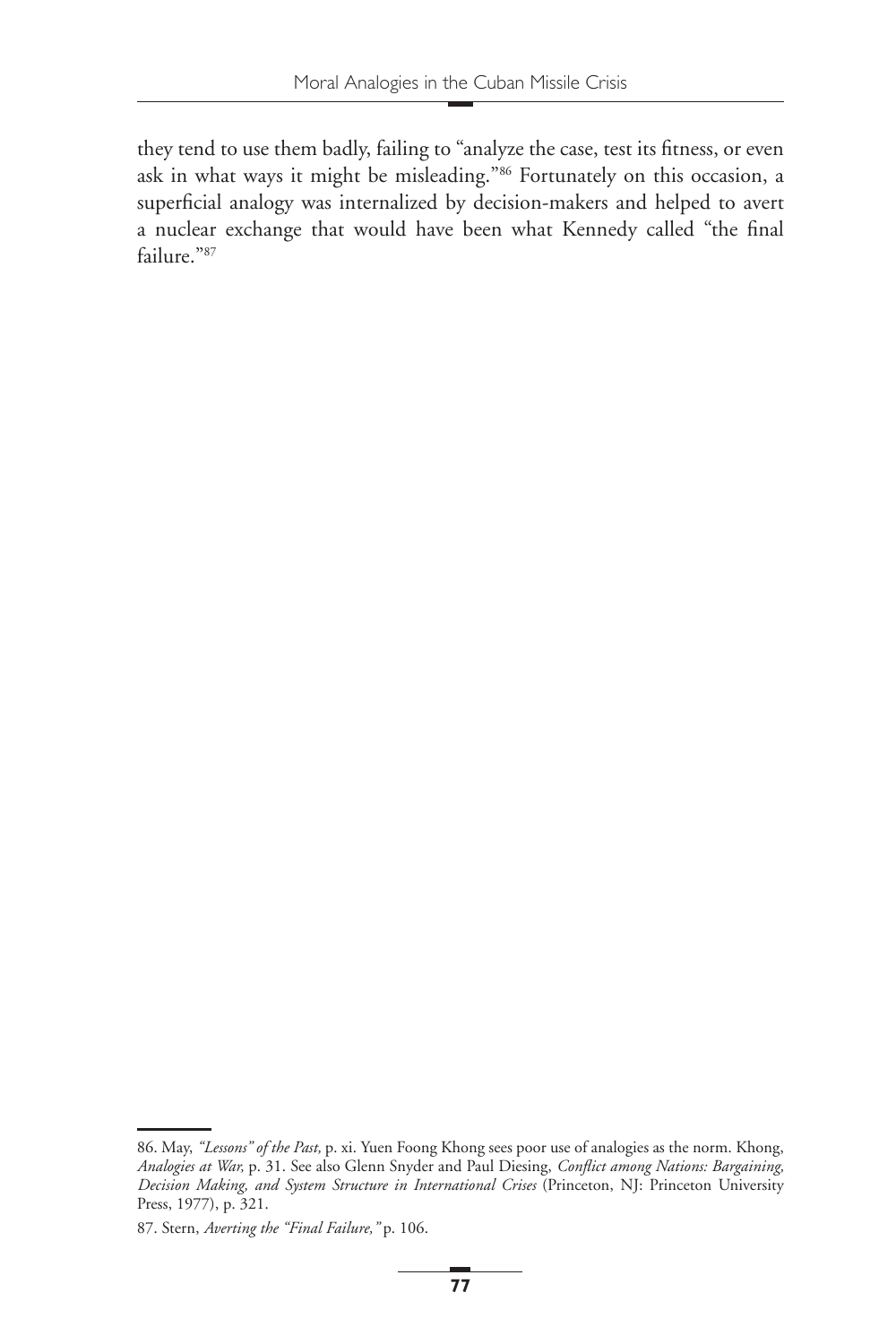they tend to use them badly, failing to "analyze the case, test its fitness, or even ask in what ways it might be misleading."[86] Fortunately on this occasion, a superficial analogy was internalized by decision-makers and helped to avert a nuclear exchange that would have been what Kennedy called "the final failure."[87]

86. May, *"Lessons" of the Past,* p. xi. Yuen Foong Khong sees poor use of analogies as the norm. Khong, *Analogies at War,* p. 31. See also Glenn Snyder and Paul Diesing, *Conflict among Nations: Bargaining, Decision Making, and System Structure in International Crises* (Princeton, NJ: Princeton University Press, 1977), p. 321.

87. Stern, *Averting the "Final Failure,"* p. 106.